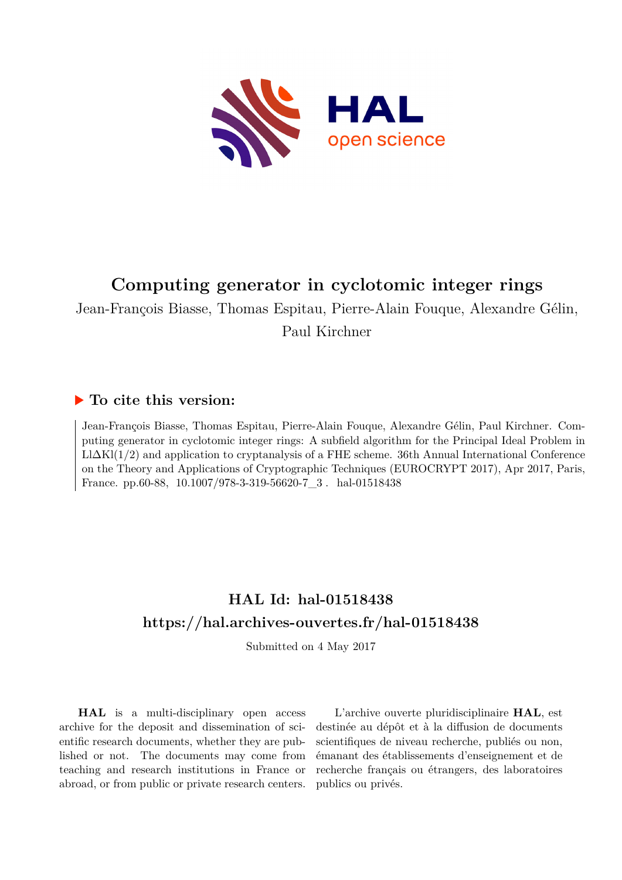# Computing generator in cyclotomic integer rings

Jean-François Biasse, Thomas Espitau, Pierre-Alain Fouque, Alexandre Gélin, Paul Kirchner

## ▶ To cite this version:

Jean-François Biasse, Thomas Espitau, Pierre-Alain Fouque, Alexandre Gélin, Paul Kirchner. Computing generator in cyclotomic integer rings: A subfield algorithm for the Principal Ideal Problem in L|ΔK|(1/2) and application to cryptanalysis of a FHE scheme. 36th Annual International Conference on the Theory and Applications of Cryptographic Techniques (EUROCRYPT 2017), Apr 2017, Paris, France. pp.60-88, 10.1007/978-3-319-56620-7_3. hal-01518438

## HAL Id: hal-01518438
## https://hal.archives-ouvertes.fr/hal-01518438

Submitted on 4 May 2017

**HAL** is a multi-disciplinary open access archive for the deposit and dissemination of scientific research documents, whether they are published or not. The documents may come from teaching and research institutions in France or abroad, or from public or private research centers.

L'archive ouverte pluridisciplinaire **HAL**, est destinée au dépôt et à la diffusion de documents scientifiques de niveau recherche, publiés ou non, émanant des établissements d'enseignement et de recherche français ou étrangers, des laboratoires publics ou privés.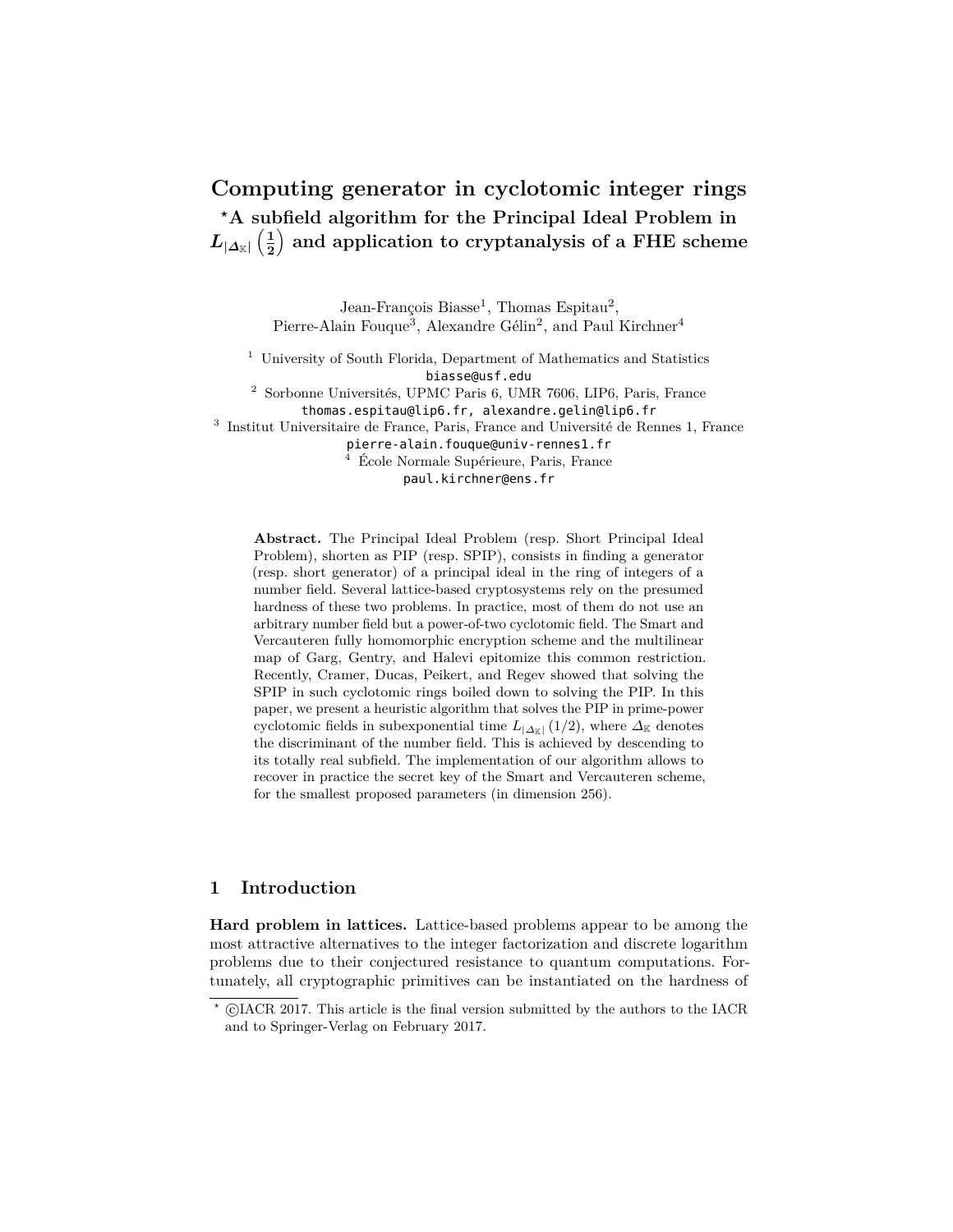# Computing generator in cyclotomic integer rings

## *A subfield algorithm for the Principal Ideal Problem in $L_{|\Delta_{\mathbb{K}}|}\left(\frac{1}{2}\right)$ and application to cryptanalysis of a FHE scheme

Jean-François Biasse[1], Thomas Espitau[2], Pierre-Alain Fouque[3], Alexandre Gélin[2], and Paul Kirchner[4]

[1] University of South Florida, Department of Mathematics and Statistics
biasse@usf.edu

[2] Sorbonne Universités, UPMC Paris 6, UMR 7606, LIP6, Paris, France
thomas.espitau@lip6.fr, alexandre.gelin@lip6.fr

[3] Institut Universitaire de France, Paris, France and Université de Rennes 1, France
pierre-alain.fouque@univ-rennes1.fr

[4] École Normale Supérieure, Paris, France
paul.kirchner@ens.fr

**Abstract.** The Principal Ideal Problem (resp. Short Principal Ideal Problem), shorten as PIP (resp. SPIP), consists in finding a generator (resp. short generator) of a principal ideal in the ring of integers of a number field. Several lattice-based cryptosystems rely on the presumed hardness of these two problems. In practice, most of them do not use an arbitrary number field but a power-of-two cyclotomic field. The Smart and Vercauteren fully homomorphic encryption scheme and the multilinear map of Garg, Gentry, and Halevi epitomize this common restriction. Recently, Cramer, Ducas, Peikert, and Regev showed that solving the SPIP in such cyclotomic rings boiled down to solving the PIP. In this paper, we present a heuristic algorithm that solves the PIP in prime-power cyclotomic fields in subexponential time $L_{|\Delta_{\mathbb{K}}|}(1/2)$, where $\Delta_{\mathbb{K}}$ denotes the discriminant of the number field. This is achieved by descending to its totally real subfield. The implementation of our algorithm allows to recover in practice the secret key of the Smart and Vercauteren scheme, for the smallest proposed parameters (in dimension 256).

## 1 Introduction

**Hard problem in lattices.** Lattice-based problems appear to be among the most attractive alternatives to the integer factorization and discrete logarithm problems due to their conjectured resistance to quantum computations. Fortunately, all cryptographic primitives can be instantiated on the hardness of

* ©IACR 2017. This article is the final version submitted by the authors to the IACR and to Springer-Verlag on February 2017.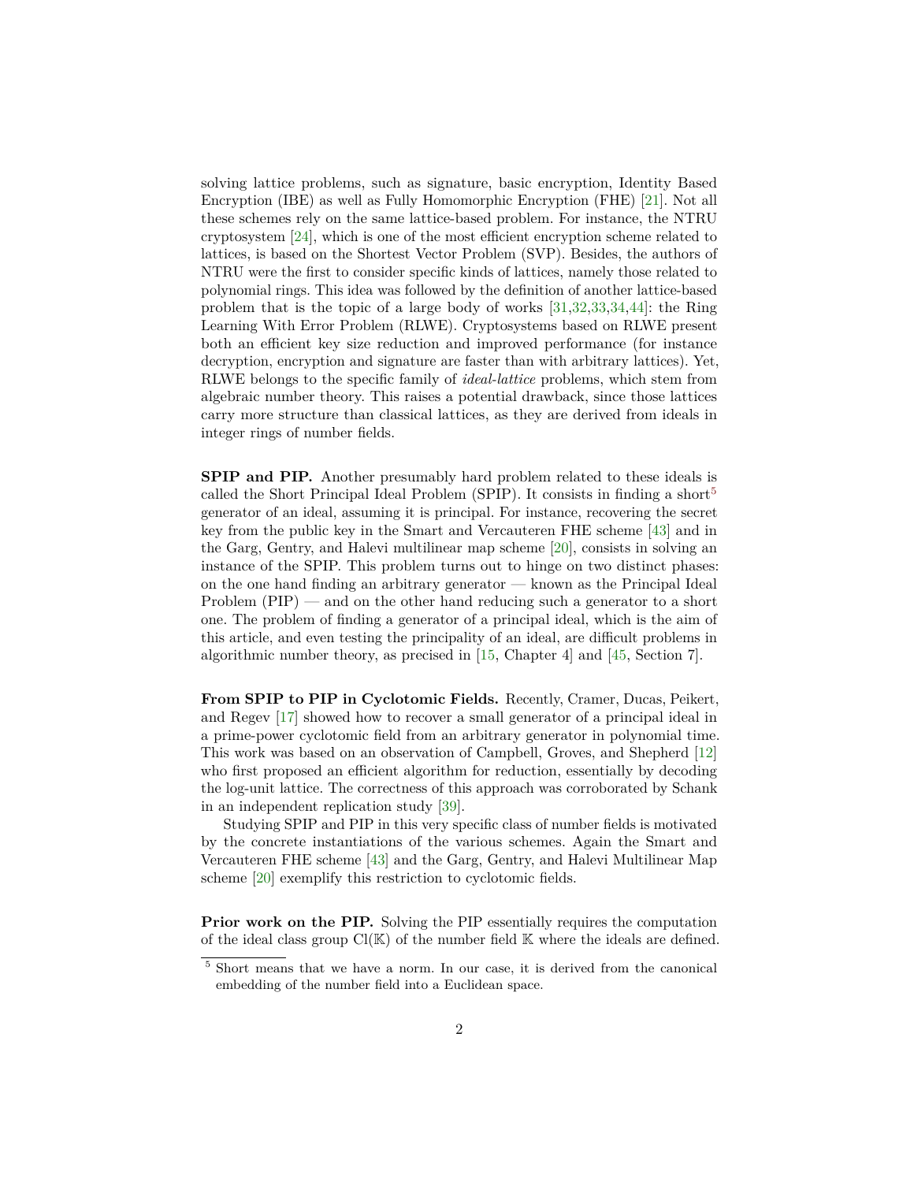solving lattice problems, such as signature, basic encryption, Identity Based Encryption (IBE) as well as Fully Homomorphic Encryption (FHE) [21]. Not all these schemes rely on the same lattice-based problem. For instance, the NTRU cryptosystem [24], which is one of the most efficient encryption scheme related to lattices, is based on the Shortest Vector Problem (SVP). Besides, the authors of NTRU were the first to consider specific kinds of lattices, namely those related to polynomial rings. This idea was followed by the definition of another lattice-based problem that is the topic of a large body of works [31,32,33,34,44]: the Ring Learning With Error Problem (RLWE). Cryptosystems based on RLWE present both an efficient key size reduction and improved performance (for instance decryption, encryption and signature are faster than with arbitrary lattices). Yet, RLWE belongs to the specific family of *ideal-lattice* problems, which stem from algebraic number theory. This raises a potential drawback, since those lattices carry more structure than classical lattices, as they are derived from ideals in integer rings of number fields.

**SPIP and PIP.** Another presumably hard problem related to these ideals is called the Short Principal Ideal Problem (SPIP). It consists in finding a short[5] generator of an ideal, assuming it is principal. For instance, recovering the secret key from the public key in the Smart and Vercauteren FHE scheme [43] and in the Garg, Gentry, and Halevi multilinear map scheme [20], consists in solving an instance of the SPIP. This problem turns out to hinge on two distinct phases: on the one hand finding an arbitrary generator — known as the Principal Ideal Problem (PIP) — and on the other hand reducing such a generator to a short one. The problem of finding a generator of a principal ideal, which is the aim of this article, and even testing the principality of an ideal, are difficult problems in algorithmic number theory, as precised in [15, Chapter 4] and [45, Section 7].

**From SPIP to PIP in Cyclotomic Fields.** Recently, Cramer, Ducas, Peikert, and Regev [17] showed how to recover a small generator of a principal ideal in a prime-power cyclotomic field from an arbitrary generator in polynomial time. This work was based on an observation of Campbell, Groves, and Shepherd [12] who first proposed an efficient algorithm for reduction, essentially by decoding the log-unit lattice. The correctness of this approach was corroborated by Schank in an independent replication study [39].

Studying SPIP and PIP in this very specific class of number fields is motivated by the concrete instantiations of the various schemes. Again the Smart and Vercauteren FHE scheme [43] and the Garg, Gentry, and Halevi Multilinear Map scheme [20] exemplify this restriction to cyclotomic fields.

**Prior work on the PIP.** Solving the PIP essentially requires the computation of the ideal class group $\mathrm{Cl}(\mathbb{K})$ of the number field $\mathbb{K}$ where the ideals are defined.

[5] Short means that we have a norm. In our case, it is derived from the canonical embedding of the number field into a Euclidean space.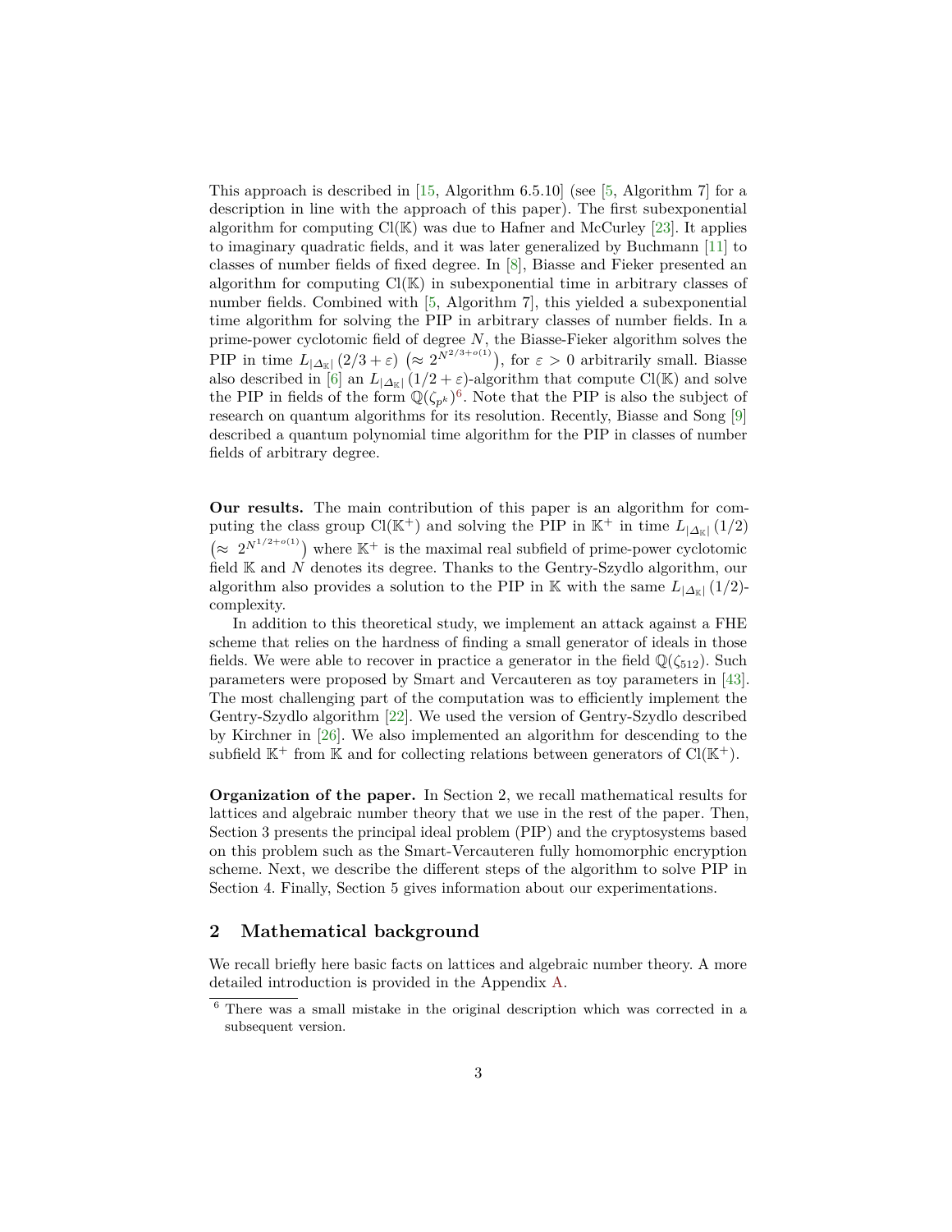This approach is described in [15, Algorithm 6.5.10] (see [5, Algorithm 7] for a description in line with the approach of this paper). The first subexponential algorithm for computing $\mathrm{Cl}(\mathbb{K})$ was due to Hafner and McCurley [23]. It applies to imaginary quadratic fields, and it was later generalized by Buchmann [11] to classes of number fields of fixed degree. In [8], Biasse and Fieker presented an algorithm for computing $\mathrm{Cl}(\mathbb{K})$ in subexponential time in arbitrary classes of number fields. Combined with [5, Algorithm 7], this yielded a subexponential time algorithm for solving the PIP in arbitrary classes of number fields. In a prime-power cyclotomic field of degree $N$, the Biasse-Fieker algorithm solves the PIP in time $L_{|\Delta_{\mathbb{K}}|}(2/3+\varepsilon)$ $\left(\approx 2^{N^{2/3+o(1)}}\right)$, for $\varepsilon > 0$ arbitrarily small. Biasse also described in [6] an $L_{|\Delta_{\mathbb{K}}|}(1/2+\varepsilon)$-algorithm that compute $\mathrm{Cl}(\mathbb{K})$ and solve the PIP in fields of the form $\mathbb{Q}(\zeta_{p^k})$[6]. Note that the PIP is also the subject of research on quantum algorithms for its resolution. Recently, Biasse and Song [9] described a quantum polynomial time algorithm for the PIP in classes of number fields of arbitrary degree.

**Our results.** The main contribution of this paper is an algorithm for computing the class group $\mathrm{Cl}(\mathbb{K}^+)$ and solving the PIP in $\mathbb{K}^+$ in time $L_{|\Delta_{\mathbb{K}}|}(1/2)$ $\left(\approx 2^{N^{1/2+o(1)}}\right)$ where $\mathbb{K}^+$ is the maximal real subfield of prime-power cyclotomic field $\mathbb{K}$ and $N$ denotes its degree. Thanks to the Gentry-Szydlo algorithm, our algorithm also provides a solution to the PIP in $\mathbb{K}$ with the same $L_{|\Delta_{\mathbb{K}}|}(1/2)$-complexity.

In addition to this theoretical study, we implement an attack against a FHE scheme that relies on the hardness of finding a small generator of ideals in those fields. We were able to recover in practice a generator in the field $\mathbb{Q}(\zeta_{512})$. Such parameters were proposed by Smart and Vercauteren as toy parameters in [43]. The most challenging part of the computation was to efficiently implement the Gentry-Szydlo algorithm [22]. We used the version of Gentry-Szydlo described by Kirchner in [26]. We also implemented an algorithm for descending to the subfield $\mathbb{K}^+$ from $\mathbb{K}$ and for collecting relations between generators of $\mathrm{Cl}(\mathbb{K}^+)$.

**Organization of the paper.** In Section 2, we recall mathematical results for lattices and algebraic number theory that we use in the rest of the paper. Then, Section 3 presents the principal ideal problem (PIP) and the cryptosystems based on this problem such as the Smart-Vercauteren fully homomorphic encryption scheme. Next, we describe the different steps of the algorithm to solve PIP in Section 4. Finally, Section 5 gives information about our experimentations.

## 2 Mathematical background

We recall briefly here basic facts on lattices and algebraic number theory. A more detailed introduction is provided in the Appendix A.

[6] There was a small mistake in the original description which was corrected in a subsequent version.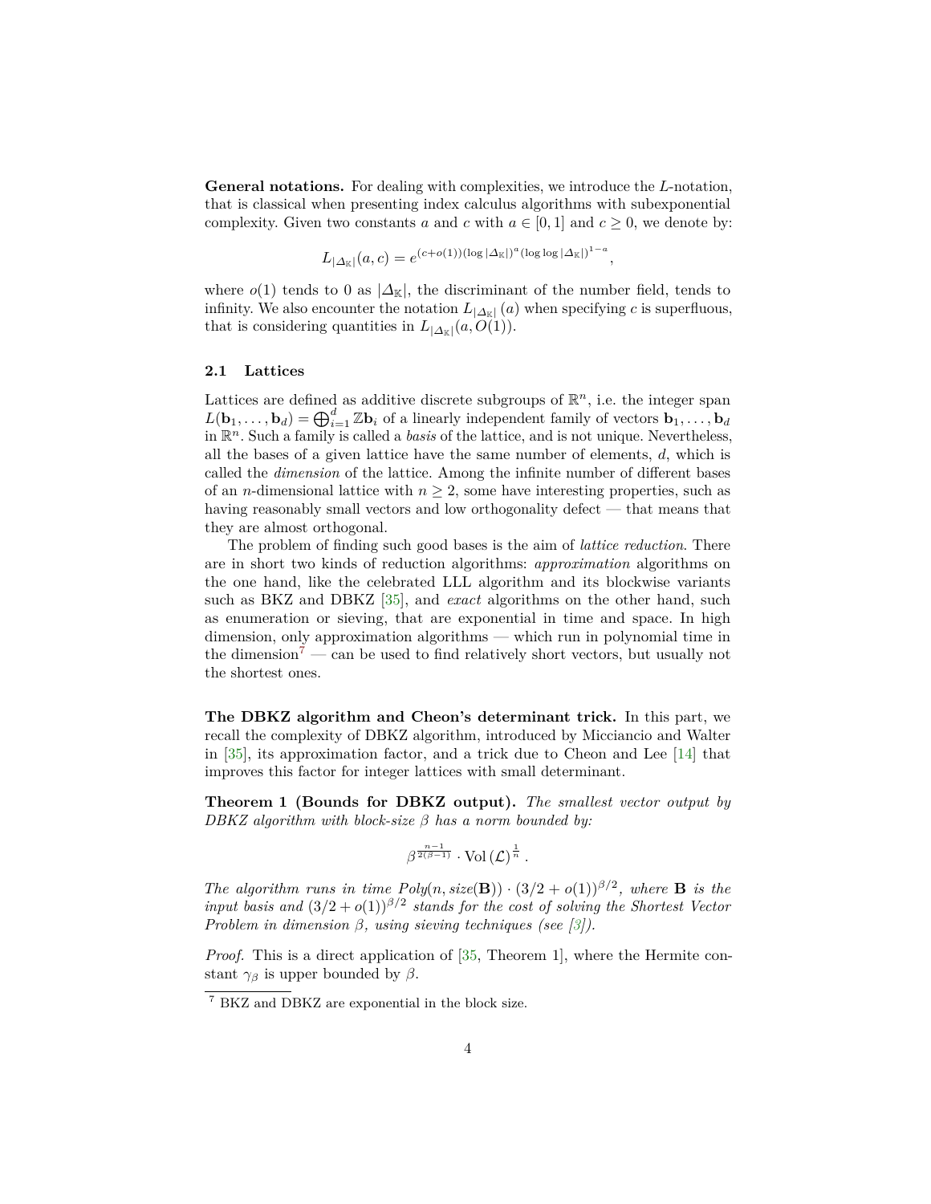**General notations.** For dealing with complexities, we introduce the $L$-notation, that is classical when presenting index calculus algorithms with subexponential complexity. Given two constants $a$ and $c$ with $a \in [0,1]$ and $c \geq 0$, we denote by:

$$L_{|\Delta_{\mathbb{K}}|}(a,c) = e^{(c+o(1))(\log |\Delta_{\mathbb{K}}|)^{a}(\log\log |\Delta_{\mathbb{K}}|)^{1-a}},$$

where $o(1)$ tends to 0 as $|\Delta_{\mathbb{K}}|$, the discriminant of the number field, tends to infinity. We also encounter the notation $L_{|\Delta_{\mathbb{K}}|}(a)$ when specifying $c$ is superfluous, that is considering quantities in $L_{|\Delta_{\mathbb{K}}|}(a, O(1))$.

### 2.1 Lattices

Lattices are defined as additive discrete subgroups of $\mathbb{R}^n$, i.e. the integer span $L(\mathbf{b}_1, \ldots, \mathbf{b}_d) = \bigoplus_{i=1}^{d} \mathbb{Z}\mathbf{b}_i$ of a linearly independent family of vectors $\mathbf{b}_1, \ldots, \mathbf{b}_d$ in $\mathbb{R}^n$. Such a family is called a *basis* of the lattice, and is not unique. Nevertheless, all the bases of a given lattice have the same number of elements, $d$, which is called the *dimension* of the lattice. Among the infinite number of different bases of an $n$-dimensional lattice with $n \geq 2$, some have interesting properties, such as having reasonably small vectors and low orthogonality defect — that means that they are almost orthogonal.

The problem of finding such good bases is the aim of *lattice reduction*. There are in short two kinds of reduction algorithms: *approximation* algorithms on the one hand, like the celebrated LLL algorithm and its blockwise variants such as BKZ and DBKZ [35], and *exact* algorithms on the other hand, such as enumeration or sieving, that are exponential in time and space. In high dimension, only approximation algorithms — which run in polynomial time in the dimension[7] — can be used to find relatively short vectors, but usually not the shortest ones.

**The DBKZ algorithm and Cheon's determinant trick.** In this part, we recall the complexity of DBKZ algorithm, introduced by Micciancio and Walter in [35], its approximation factor, and a trick due to Cheon and Lee [14] that improves this factor for integer lattices with small determinant.

**Theorem 1 (Bounds for DBKZ output).** *The smallest vector output by DBKZ algorithm with block-size $\beta$ has a norm bounded by:*

$$\beta^{\frac{n-1}{2(\beta-1)}} \cdot \mathrm{Vol}(\mathcal{L})^{\frac{1}{n}}.$$

*The algorithm runs in time $Poly(n, size(\mathbf{B})) \cdot (3/2 + o(1))^{\beta/2}$, where $\mathbf{B}$ is the input basis and $(3/2 + o(1))^{\beta/2}$ stands for the cost of solving the Shortest Vector Problem in dimension $\beta$, using sieving techniques (see [3]).*

*Proof.* This is a direct application of [35, Theorem 1], where the Hermite constant $\gamma_\beta$ is upper bounded by $\beta$.

[7] BKZ and DBKZ are exponential in the block size.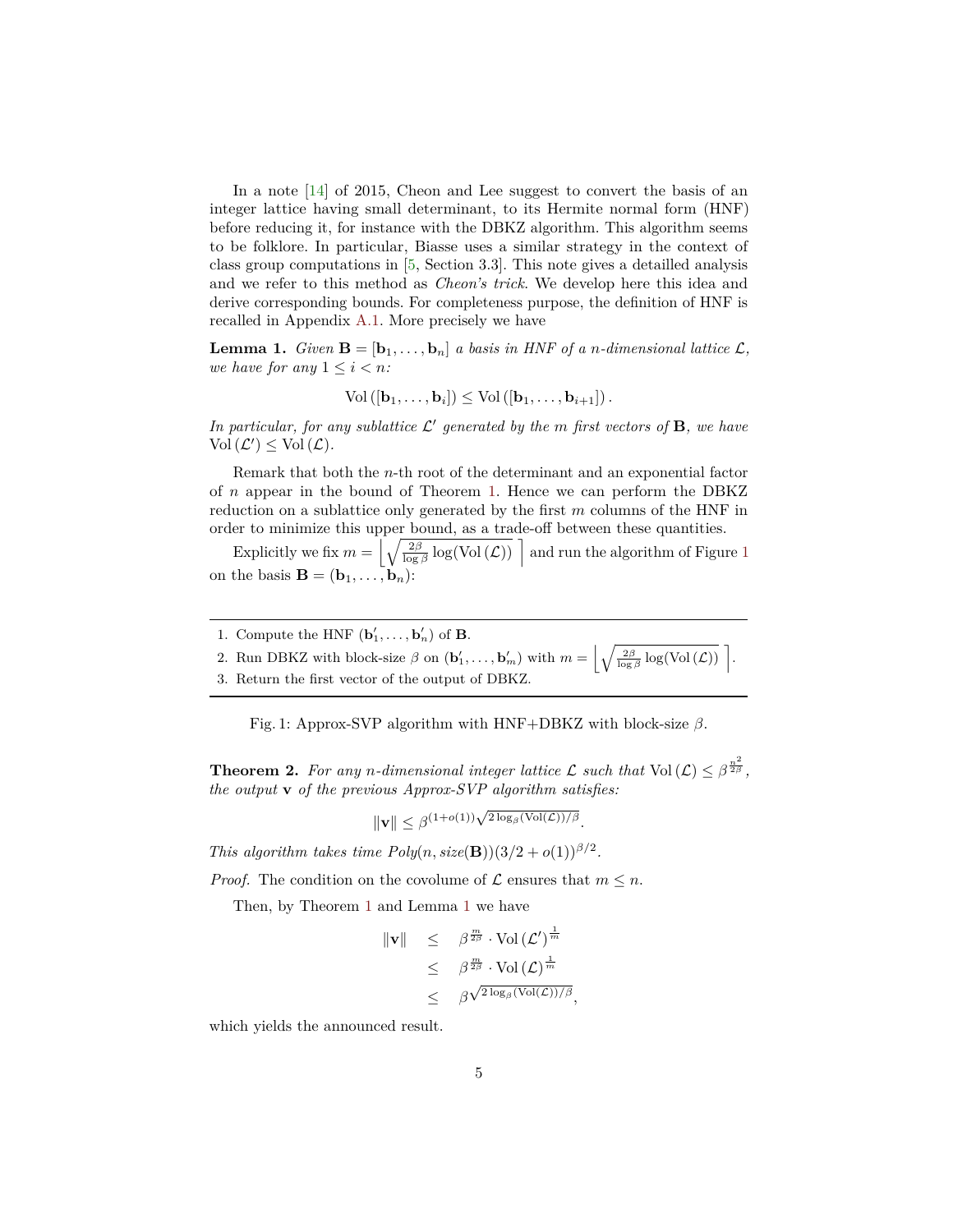In a note [14] of 2015, Cheon and Lee suggest to convert the basis of an integer lattice having small determinant, to its Hermite normal form (HNF) before reducing it, for instance with the DBKZ algorithm. This algorithm seems to be folklore. In particular, Biasse uses a similar strategy in the context of class group computations in [5, Section 3.3]. This note gives a detailled analysis and we refer to this method as *Cheon's trick*. We develop here this idea and derive corresponding bounds. For completeness purpose, the definition of HNF is recalled in Appendix A.1. More precisely we have

**Lemma 1.** *Given $\mathbf{B} = [\mathbf{b}_1, \dots, \mathbf{b}_n]$ a basis in HNF of a $n$-dimensional lattice $\mathcal{L}$, we have for any $1 \leq i < n$:*

$$\mathrm{Vol}\left([\mathbf{b}_1, \dots, \mathbf{b}_i]\right) \leq \mathrm{Vol}\left([\mathbf{b}_1, \dots, \mathbf{b}_{i+1}]\right).$$

*In particular, for any sublattice $\mathcal{L}'$ generated by the $m$ first vectors of $\mathbf{B}$, we have $\mathrm{Vol}\left(\mathcal{L}'\right) \leq \mathrm{Vol}\left(\mathcal{L}\right)$.*

Remark that both the $n$-th root of the determinant and an exponential factor of $n$ appear in the bound of Theorem 1. Hence we can perform the DBKZ reduction on a sublattice only generated by the first $m$ columns of the HNF in order to minimize this upper bound, as a trade-off between these quantities.

Explicitly we fix $m = \left\lfloor \sqrt{\frac{2\beta}{\log \beta} \log(\mathrm{Vol}\left(\mathcal{L}\right))} \right\rceil$ and run the algorithm of Figure 1 on the basis $\mathbf{B} = (\mathbf{b}_1, \dots, \mathbf{b}_n)$:

---

1. Compute the HNF $(\mathbf{b}_1', \dots, \mathbf{b}_n')$ of $\mathbf{B}$.
2. Run DBKZ with block-size $\beta$ on $(\mathbf{b}_1', \dots, \mathbf{b}_m')$ with $m = \left\lfloor \sqrt{\frac{2\beta}{\log \beta} \log(\mathrm{Vol}\left(\mathcal{L}\right))} \right\rceil$.
3. Return the first vector of the output of DBKZ.

---

Fig. 1: Approx-SVP algorithm with HNF+DBKZ with block-size $\beta$.

**Theorem 2.** *For any $n$-dimensional integer lattice $\mathcal{L}$ such that $\mathrm{Vol}\left(\mathcal{L}\right) \leq \beta^{\frac{n^2}{2\beta}}$, the output $\mathbf{v}$ of the previous Approx-SVP algorithm satisfies:*

$$\|\mathbf{v}\| \leq \beta^{(1+o(1))\sqrt{2\log_\beta(\mathrm{Vol}(\mathcal{L}))/\beta}}.$$

*This algorithm takes time $Poly(n, size(\mathbf{B}))(3/2 + o(1))^{\beta/2}$.*

*Proof.* The condition on the covolume of $\mathcal{L}$ ensures that $m \leq n$.

Then, by Theorem 1 and Lemma 1 we have

$$\begin{aligned}
\|\mathbf{v}\| &\leq \beta^{\frac{m}{2\beta}} \cdot \mathrm{Vol}\left(\mathcal{L}'\right)^{\frac{1}{m}} \\
&\leq \beta^{\frac{m}{2\beta}} \cdot \mathrm{Vol}\left(\mathcal{L}\right)^{\frac{1}{m}} \\
&\leq \beta^{\sqrt{2\log_\beta(\mathrm{Vol}(\mathcal{L}))/\beta}},
\end{aligned}$$

which yields the announced result.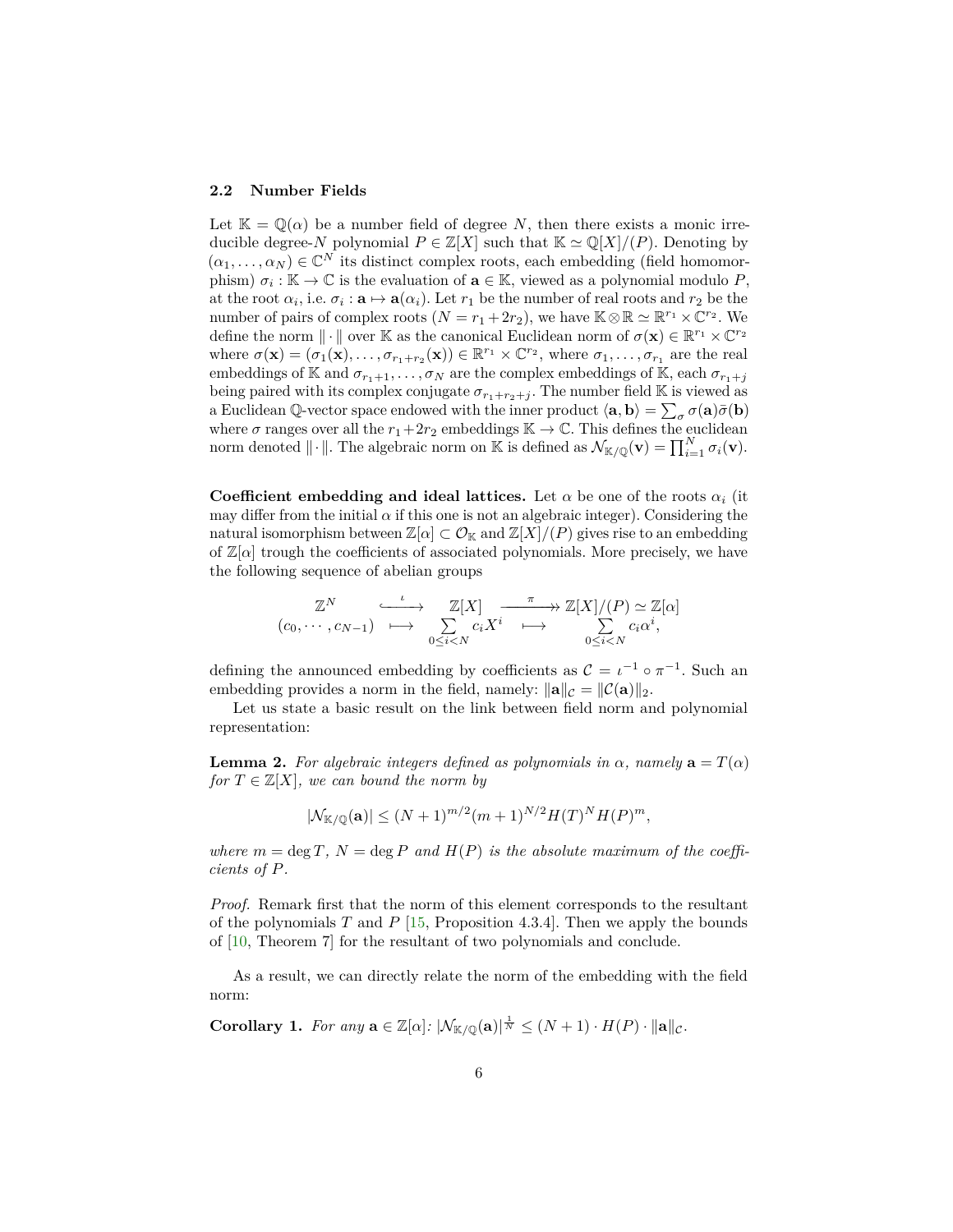### 2.2 Number Fields

Let $\mathbb{K} = \mathbb{Q}(\alpha)$ be a number field of degree $N$, then there exists a monic irreducible degree-$N$ polynomial $P \in \mathbb{Z}[X]$ such that $\mathbb{K} \simeq \mathbb{Q}[X]/(P)$. Denoting by $(\alpha_1, \ldots, \alpha_N) \in \mathbb{C}^N$ its distinct complex roots, each embedding (field homomorphism) $\sigma_i : \mathbb{K} \to \mathbb{C}$ is the evaluation of $\mathbf{a} \in \mathbb{K}$, viewed as a polynomial modulo $P$, at the root $\alpha_i$, i.e. $\sigma_i : \mathbf{a} \mapsto \mathbf{a}(\alpha_i)$. Let $r_1$ be the number of real roots and $r_2$ be the number of pairs of complex roots ($N = r_1 + 2r_2$), we have $\mathbb{K} \otimes \mathbb{R} \simeq \mathbb{R}^{r_1} \times \mathbb{C}^{r_2}$. We define the norm $\|\cdot\|$ over $\mathbb{K}$ as the canonical Euclidean norm of $\sigma(\mathbf{x}) \in \mathbb{R}^{r_1} \times \mathbb{C}^{r_2}$ where $\sigma(\mathbf{x}) = (\sigma_1(\mathbf{x}), \ldots, \sigma_{r_1+r_2}(\mathbf{x})) \in \mathbb{R}^{r_1} \times \mathbb{C}^{r_2}$, where $\sigma_1, \ldots, \sigma_{r_1}$ are the real embeddings of $\mathbb{K}$ and $\sigma_{r_1+1}, \ldots, \sigma_N$ are the complex embeddings of $\mathbb{K}$, each $\sigma_{r_1+j}$ being paired with its complex conjugate $\sigma_{r_1+r_2+j}$. The number field $\mathbb{K}$ is viewed as a Euclidean $\mathbb{Q}$-vector space endowed with the inner product $\langle \mathbf{a}, \mathbf{b} \rangle = \sum_\sigma \sigma(\mathbf{a})\bar{\sigma}(\mathbf{b})$ where $\sigma$ ranges over all the $r_1 + 2r_2$ embeddings $\mathbb{K} \to \mathbb{C}$. This defines the euclidean norm denoted $\|\cdot\|$. The algebraic norm on $\mathbb{K}$ is defined as $\mathcal{N}_{\mathbb{K}/\mathbb{Q}}(\mathbf{v}) = \prod_{i=1}^N \sigma_i(\mathbf{v})$.

**Coefficient embedding and ideal lattices.** Let $\alpha$ be one of the roots $\alpha_i$ (it may differ from the initial $\alpha$ if this one is not an algebraic integer). Considering the natural isomorphism between $\mathbb{Z}[\alpha] \subset \mathcal{O}_\mathbb{K}$ and $\mathbb{Z}[X]/(P)$ gives rise to an embedding of $\mathbb{Z}[\alpha]$ trough the coefficients of associated polynomials. More precisely, we have the following sequence of abelian groups

$$
\begin{array}{ccccc}
\mathbb{Z}^N & \xhookrightarrow{\iota} & \mathbb{Z}[X] & \xrightarrow{\pi} & \mathbb{Z}[X]/(P) \simeq \mathbb{Z}[\alpha] \\
(c_0, \cdots, c_{N-1}) & \longmapsto & \sum\limits_{0 \le i < N} c_i X^i & \longmapsto & \sum\limits_{0 \le i < N} c_i \alpha^i,
\end{array}
$$

defining the announced embedding by coefficients as $\mathcal{C} = \iota^{-1} \circ \pi^{-1}$. Such an embedding provides a norm in the field, namely: $\|\mathbf{a}\|_\mathcal{C} = \|\mathcal{C}(\mathbf{a})\|_2$.

Let us state a basic result on the link between field norm and polynomial representation:

**Lemma 2.** *For algebraic integers defined as polynomials in $\alpha$, namely $\mathbf{a} = T(\alpha)$ for $T \in \mathbb{Z}[X]$, we can bound the norm by*

$$
|\mathcal{N}_{\mathbb{K}/\mathbb{Q}}(\mathbf{a})| \le (N+1)^{m/2}(m+1)^{N/2} H(T)^N H(P)^m,
$$

*where $m = \deg T$, $N = \deg P$ and $H(P)$ is the absolute maximum of the coefficients of $P$.*

*Proof.* Remark first that the norm of this element corresponds to the resultant of the polynomials $T$ and $P$ [15, Proposition 4.3.4]. Then we apply the bounds of [10, Theorem 7] for the resultant of two polynomials and conclude.

As a result, we can directly relate the norm of the embedding with the field norm:

**Corollary 1.** *For any $\mathbf{a} \in \mathbb{Z}[\alpha]$: $|\mathcal{N}_{\mathbb{K}/\mathbb{Q}}(\mathbf{a})|^{\frac{1}{N}} \le (N+1) \cdot H(P) \cdot \|\mathbf{a}\|_\mathcal{C}$.*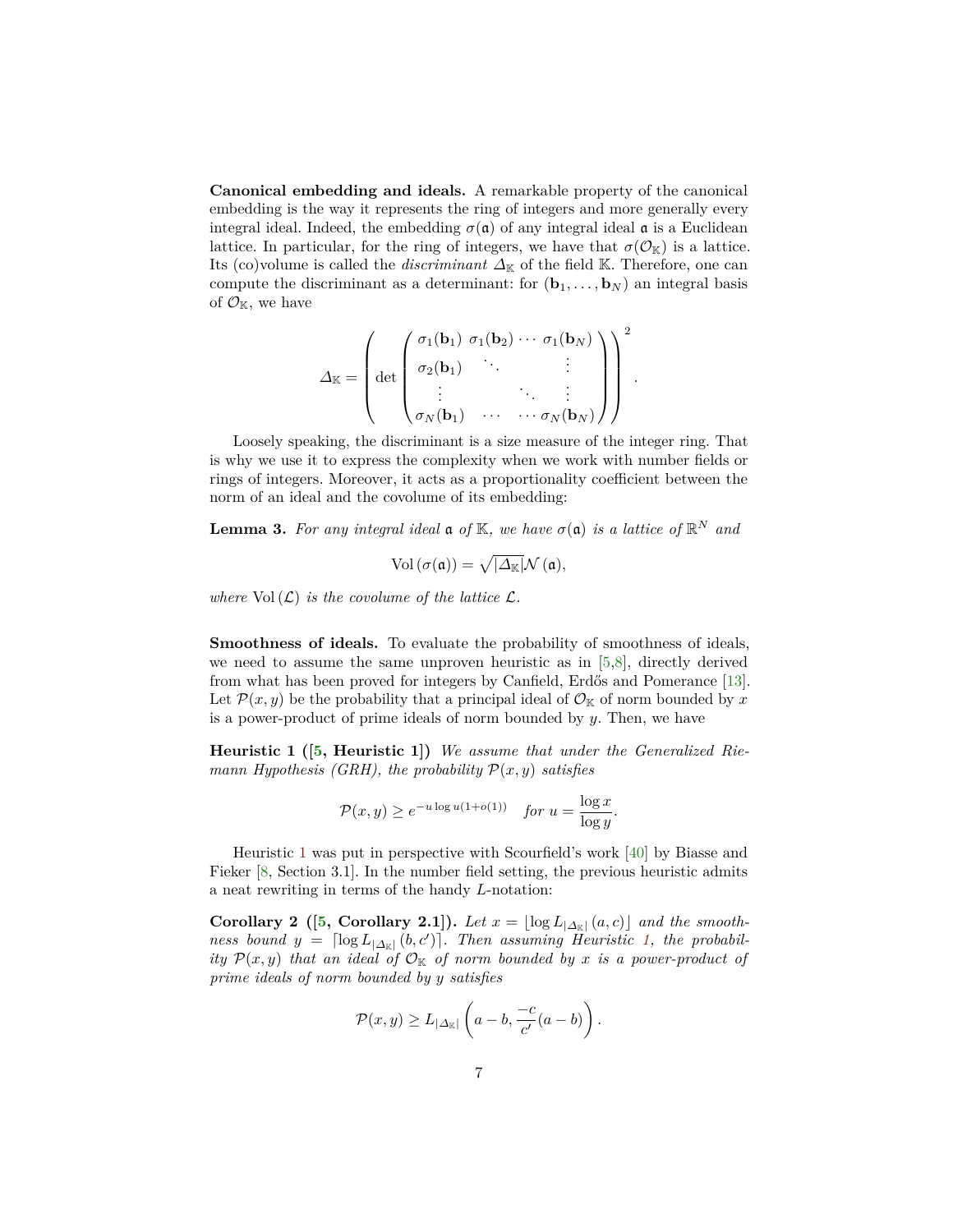**Canonical embedding and ideals.** A remarkable property of the canonical embedding is the way it represents the ring of integers and more generally every integral ideal. Indeed, the embedding $\sigma(\mathfrak{a})$ of any integral ideal $\mathfrak{a}$ is a Euclidean lattice. In particular, for the ring of integers, we have that $\sigma(\mathcal{O}_\mathbb{K})$ is a lattice. Its (co)volume is called the *discriminant* $\Delta_\mathbb{K}$ of the field $\mathbb{K}$. Therefore, one can compute the discriminant as a determinant: for $(\mathbf{b}_1, \ldots, \mathbf{b}_N)$ an integral basis of $\mathcal{O}_\mathbb{K}$, we have

$$\Delta_\mathbb{K} = \left( \det \begin{pmatrix} \sigma_1(\mathbf{b}_1) & \sigma_1(\mathbf{b}_2) & \cdots & \sigma_1(\mathbf{b}_N) \\ \sigma_2(\mathbf{b}_1) & \ddots & & \vdots \\ \vdots & & \ddots & \vdots \\ \sigma_N(\mathbf{b}_1) & \cdots & \cdots & \sigma_N(\mathbf{b}_N) \end{pmatrix} \right)^2 .$$

Loosely speaking, the discriminant is a size measure of the integer ring. That is why we use it to express the complexity when we work with number fields or rings of integers. Moreover, it acts as a proportionality coefficient between the norm of an ideal and the covolume of its embedding:

**Lemma 3.** *For any integral ideal $\mathfrak{a}$ of $\mathbb{K}$, we have $\sigma(\mathfrak{a})$ is a lattice of $\mathbb{R}^N$ and*

$$\mathrm{Vol}\left(\sigma(\mathfrak{a})\right) = \sqrt{|\Delta_\mathbb{K}|}\mathcal{N}\left(\mathfrak{a}\right),$$

*where $\mathrm{Vol}\left(\mathcal{L}\right)$ is the covolume of the lattice $\mathcal{L}$.*

**Smoothness of ideals.** To evaluate the probability of smoothness of ideals, we need to assume the same unproven heuristic as in [5,8], directly derived from what has been proved for integers by Canfield, Erdős and Pomerance [13]. Let $\mathcal{P}(x, y)$ be the probability that a principal ideal of $\mathcal{O}_\mathbb{K}$ of norm bounded by $x$ is a power-product of prime ideals of norm bounded by $y$. Then, we have

**Heuristic 1 ([5, Heuristic 1])** *We assume that under the Generalized Riemann Hypothesis (GRH), the probability $\mathcal{P}(x, y)$ satisfies*

$$\mathcal{P}(x, y) \geq e^{-u \log u (1+o(1))} \quad \textit{for } u = \frac{\log x}{\log y}.$$

Heuristic 1 was put in perspective with Scourfield's work [40] by Biasse and Fieker [8, Section 3.1]. In the number field setting, the previous heuristic admits a neat rewriting in terms of the handy $L$-notation:

**Corollary 2 ([5, Corollary 2.1]).** *Let $x = \lfloor \log L_{|\Delta_\mathbb{K}|}(a, c) \rfloor$ and the smoothness bound $y = \lceil \log L_{|\Delta_\mathbb{K}|}(b, c') \rceil$. Then assuming Heuristic 1, the probability $\mathcal{P}(x, y)$ that an ideal of $\mathcal{O}_\mathbb{K}$ of norm bounded by $x$ is a power-product of prime ideals of norm bounded by $y$ satisfies*

$$\mathcal{P}(x, y) \geq L_{|\Delta_\mathbb{K}|}\left(a - b, \frac{-c}{c'}(a - b)\right).$$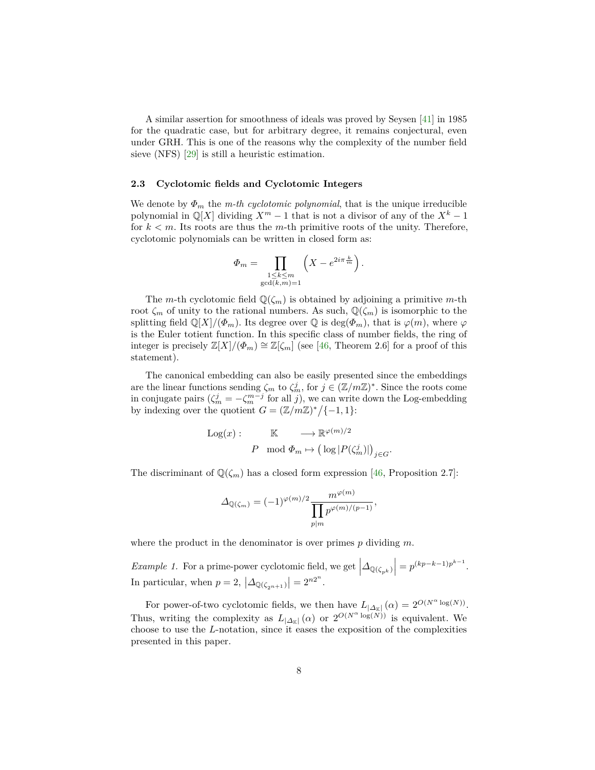A similar assertion for smoothness of ideals was proved by Seysen [41] in 1985 for the quadratic case, but for arbitrary degree, it remains conjectural, even under GRH. This is one of the reasons why the complexity of the number field sieve (NFS) [29] is still a heuristic estimation.

### 2.3 Cyclotomic fields and Cyclotomic Integers

We denote by $\Phi_m$ the *m-th cyclotomic polynomial*, that is the unique irreducible polynomial in $\mathbb{Q}[X]$ dividing $X^m - 1$ that is not a divisor of any of the $X^k - 1$ for $k < m$. Its roots are thus the $m$-th primitive roots of the unity. Therefore, cyclotomic polynomials can be written in closed form as:

$$\Phi_m = \prod_{\substack{1 \le k \le m \\ \gcd(k,m)=1}} \left( X - e^{2i\pi \frac{k}{m}} \right).$$

The $m$-th cyclotomic field $\mathbb{Q}(\zeta_m)$ is obtained by adjoining a primitive $m$-th root $\zeta_m$ of unity to the rational numbers. As such, $\mathbb{Q}(\zeta_m)$ is isomorphic to the splitting field $\mathbb{Q}[X]/(\Phi_m)$. Its degree over $\mathbb{Q}$ is $\deg(\Phi_m)$, that is $\varphi(m)$, where $\varphi$ is the Euler totient function. In this specific class of number fields, the ring of integer is precisely $\mathbb{Z}[X]/(\Phi_m) \cong \mathbb{Z}[\zeta_m]$ (see [46, Theorem 2.6] for a proof of this statement).

The canonical embedding can also be easily presented since the embeddings are the linear functions sending $\zeta_m$ to $\zeta_m^j$, for $j \in (\mathbb{Z}/m\mathbb{Z})^*$. Since the roots come in conjugate pairs ($\zeta_m^j = -\zeta_m^{m-j}$ for all $j$), we can write down the Log-embedding by indexing over the quotient $G = (\mathbb{Z}/m\mathbb{Z})^*/\{-1, 1\}$:

$$\begin{aligned} \mathrm{Log}(x) : \quad & \mathbb{K} \quad \longrightarrow \mathbb{R}^{\varphi(m)/2} \\ & P \mod \Phi_m \mapsto \left( \log |P(\zeta_m^j)| \right)_{j \in G}. \end{aligned}$$

The discriminant of $\mathbb{Q}(\zeta_m)$ has a closed form expression [46, Proposition 2.7]:

$$\Delta_{\mathbb{Q}(\zeta_m)} = (-1)^{\varphi(m)/2} \frac{m^{\varphi(m)}}{\prod_{p|m} p^{\varphi(m)/(p-1)}},$$

where the product in the denominator is over primes $p$ dividing $m$.

*Example 1.* For a prime-power cyclotomic field, we get $\left| \Delta_{\mathbb{Q}(\zeta_{p^k})} \right| = p^{(kp-k-1)p^{k-1}}$. In particular, when $p = 2$, $\left| \Delta_{\mathbb{Q}(\zeta_{2^{n+1}})} \right| = 2^{n2^n}$.

For power-of-two cyclotomic fields, we then have $L_{|\Delta_\mathbb{K}|}(\alpha) = 2^{O(N^\alpha \log(N))}$. Thus, writing the complexity as $L_{|\Delta_\mathbb{K}|}(\alpha)$ or $2^{O(N^\alpha \log(N))}$ is equivalent. We choose to use the $L$-notation, since it eases the exposition of the complexities presented in this paper.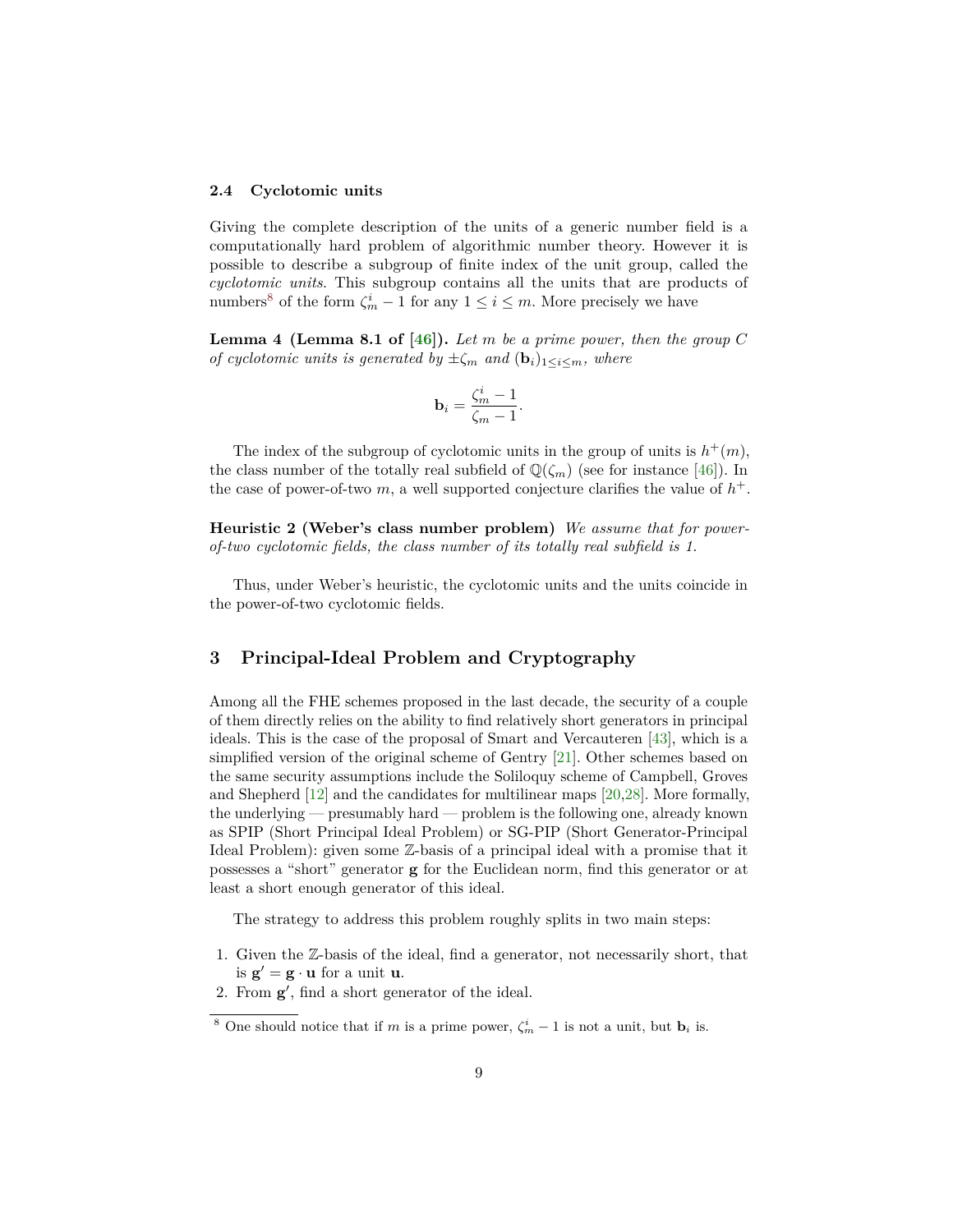### 2.4 Cyclotomic units

Giving the complete description of the units of a generic number field is a computationally hard problem of algorithmic number theory. However it is possible to describe a subgroup of finite index of the unit group, called the *cyclotomic units*. This subgroup contains all the units that are products of numbers[8] of the form $\zeta_m^i - 1$ for any $1 \leq i \leq m$. More precisely we have

**Lemma 4 (Lemma 8.1 of [46]).** *Let $m$ be a prime power, then the group $C$ of cyclotomic units is generated by $\pm\zeta_m$ and $(\mathbf{b}_i)_{1 \leq i \leq m}$, where*

$$\mathbf{b}_i = \frac{\zeta_m^i - 1}{\zeta_m - 1}.$$

The index of the subgroup of cyclotomic units in the group of units is $h^+(m)$, the class number of the totally real subfield of $\mathbb{Q}(\zeta_m)$ (see for instance [46]). In the case of power-of-two $m$, a well supported conjecture clarifies the value of $h^+$.

**Heuristic 2 (Weber's class number problem)** *We assume that for power-of-two cyclotomic fields, the class number of its totally real subfield is 1.*

Thus, under Weber's heuristic, the cyclotomic units and the units coincide in the power-of-two cyclotomic fields.

## 3 Principal-Ideal Problem and Cryptography

Among all the FHE schemes proposed in the last decade, the security of a couple of them directly relies on the ability to find relatively short generators in principal ideals. This is the case of the proposal of Smart and Vercauteren [43], which is a simplified version of the original scheme of Gentry [21]. Other schemes based on the same security assumptions include the Soliloquy scheme of Campbell, Groves and Shepherd [12] and the candidates for multilinear maps [20,28]. More formally, the underlying — presumably hard — problem is the following one, already known as SPIP (Short Principal Ideal Problem) or SG-PIP (Short Generator-Principal Ideal Problem): given some $\mathbb{Z}$-basis of a principal ideal with a promise that it possesses a "short" generator $\mathbf{g}$ for the Euclidean norm, find this generator or at least a short enough generator of this ideal.

The strategy to address this problem roughly splits in two main steps:

1. Given the $\mathbb{Z}$-basis of the ideal, find a generator, not necessarily short, that is $\mathbf{g}' = \mathbf{g} \cdot \mathbf{u}$ for a unit $\mathbf{u}$.
2. From $\mathbf{g}'$, find a short generator of the ideal.

[8] One should notice that if $m$ is a prime power, $\zeta_m^i - 1$ is not a unit, but $\mathbf{b}_i$ is.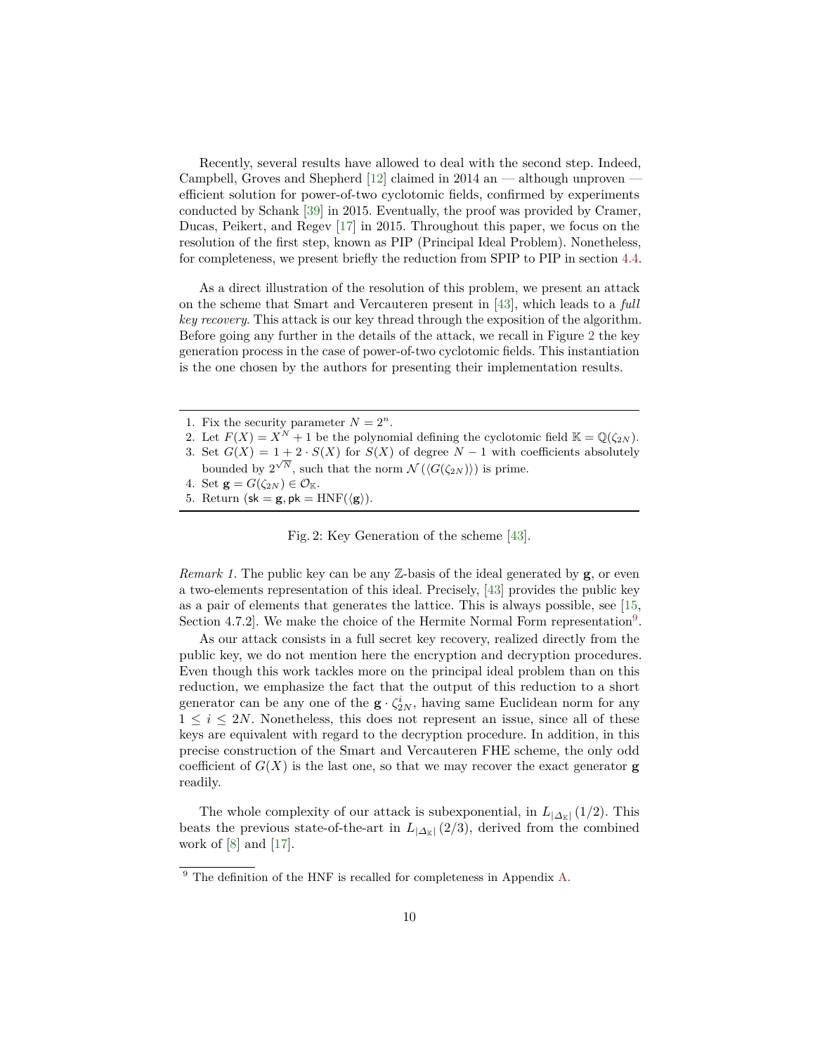Recently, several results have allowed to deal with the second step. Indeed, Campbell, Groves and Shepherd [12] claimed in 2014 an — although unproven — efficient solution for power-of-two cyclotomic fields, confirmed by experiments conducted by Schank [39] in 2015. Eventually, the proof was provided by Cramer, Ducas, Peikert, and Regev [17] in 2015. Throughout this paper, we focus on the resolution of the first step, known as PIP (Principal Ideal Problem). Nonetheless, for completeness, we present briefly the reduction from SPIP to PIP in section 4.4.

As a direct illustration of the resolution of this problem, we present an attack on the scheme that Smart and Vercauteren present in [43], which leads to a *full key recovery*. This attack is our key thread through the exposition of the algorithm. Before going any further in the details of the attack, we recall in Figure 2 the key generation process in the case of power-of-two cyclotomic fields. This instantiation is the one chosen by the authors for presenting their implementation results.

---

1. Fix the security parameter $N = 2^n$.
2. Let $F(X) = X^N + 1$ be the polynomial defining the cyclotomic field $\mathbb{K} = \mathbb{Q}(\zeta_{2N})$.
3. Set $G(X) = 1 + 2 \cdot S(X)$ for $S(X)$ of degree $N-1$ with coefficients absolutely bounded by $2^{\sqrt{N}}$, such that the norm $\mathcal{N}(\langle G(\zeta_{2N})\rangle)$ is prime.
4. Set $\mathbf{g} = G(\zeta_{2N}) \in \mathcal{O}_{\mathbb{K}}$.
5. Return $(\mathsf{sk} = \mathbf{g}, \mathsf{pk} = \mathrm{HNF}(\langle \mathbf{g} \rangle))$.

---

Fig. 2: Key Generation of the scheme [43].

*Remark 1.* The public key can be any $\mathbb{Z}$-basis of the ideal generated by $\mathbf{g}$, or even a two-elements representation of this ideal. Precisely, [43] provides the public key as a pair of elements that generates the lattice. This is always possible, see [15, Section 4.7.2]. We make the choice of the Hermite Normal Form representation[9].

As our attack consists in a full secret key recovery, realized directly from the public key, we do not mention here the encryption and decryption procedures. Even though this work tackles more on the principal ideal problem than on this reduction, we emphasize the fact that the output of this reduction to a short generator can be any one of the $\mathbf{g} \cdot \zeta_{2N}^i$, having same Euclidean norm for any $1 \leq i \leq 2N$. Nonetheless, this does not represent an issue, since all of these keys are equivalent with regard to the decryption procedure. In addition, in this precise construction of the Smart and Vercauteren FHE scheme, the only odd coefficient of $G(X)$ is the last one, so that we may recover the exact generator $\mathbf{g}$ readily.

The whole complexity of our attack is subexponential, in $L_{|\Delta_{\mathbb{K}}|}(1/2)$. This beats the previous state-of-the-art in $L_{|\Delta_{\mathbb{K}}|}(2/3)$, derived from the combined work of [8] and [17].

[9] The definition of the HNF is recalled for completeness in Appendix A.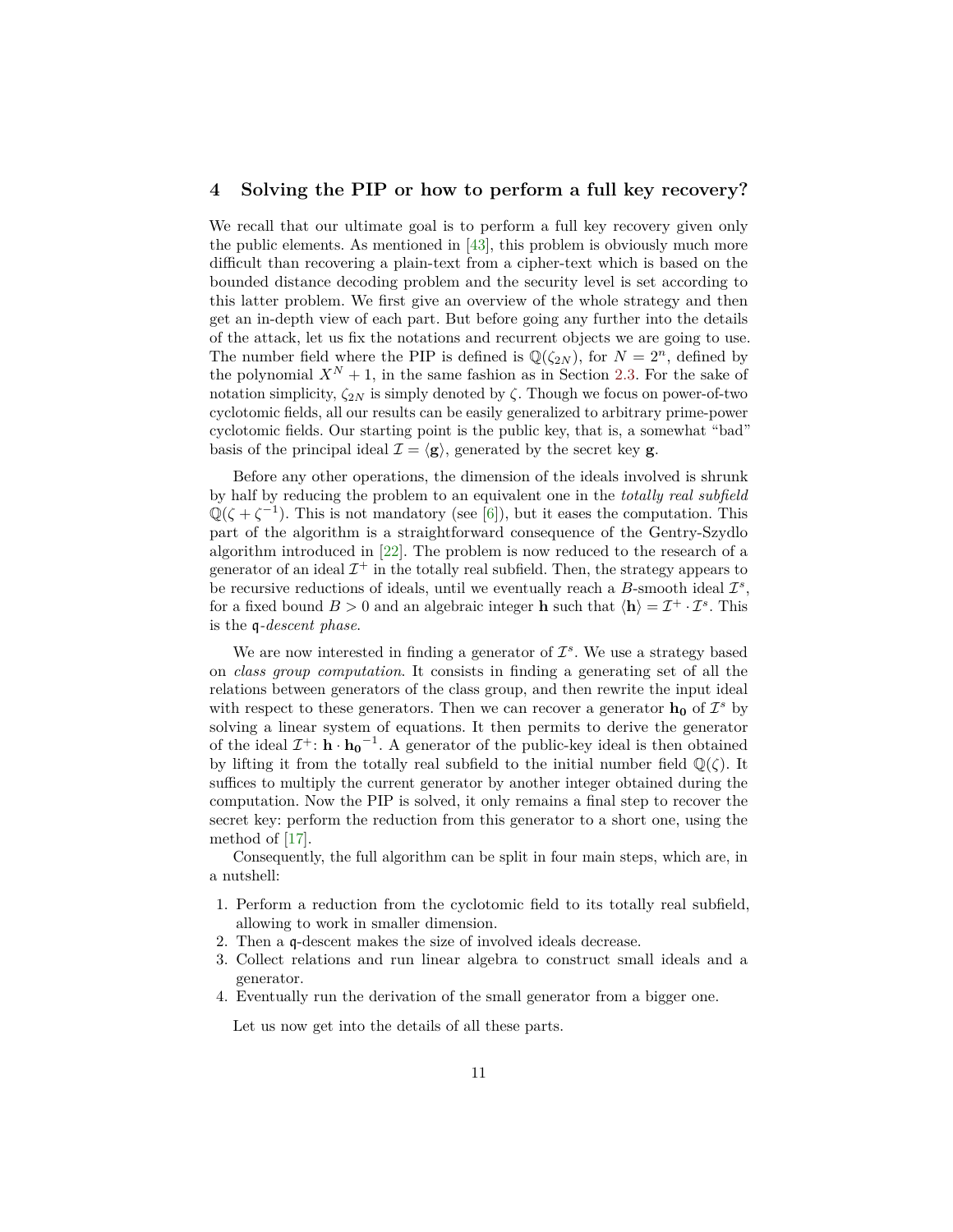## 4 Solving the PIP or how to perform a full key recovery?

We recall that our ultimate goal is to perform a full key recovery given only the public elements. As mentioned in [43], this problem is obviously much more difficult than recovering a plain-text from a cipher-text which is based on the bounded distance decoding problem and the security level is set according to this latter problem. We first give an overview of the whole strategy and then get an in-depth view of each part. But before going any further into the details of the attack, let us fix the notations and recurrent objects we are going to use. The number field where the PIP is defined is $\mathbb{Q}(\zeta_{2N})$, for $N = 2^n$, defined by the polynomial $X^N + 1$, in the same fashion as in Section 2.3. For the sake of notation simplicity, $\zeta_{2N}$ is simply denoted by $\zeta$. Though we focus on power-of-two cyclotomic fields, all our results can be easily generalized to arbitrary prime-power cyclotomic fields. Our starting point is the public key, that is, a somewhat "bad" basis of the principal ideal $\mathcal{I} = \langle \mathbf{g} \rangle$, generated by the secret key $\mathbf{g}$.

Before any other operations, the dimension of the ideals involved is shrunk by half by reducing the problem to an equivalent one in the *totally real subfield* $\mathbb{Q}(\zeta + \zeta^{-1})$. This is not mandatory (see [6]), but it eases the computation. This part of the algorithm is a straightforward consequence of the Gentry-Szydlo algorithm introduced in [22]. The problem is now reduced to the research of a generator of an ideal $\mathcal{I}^+$ in the totally real subfield. Then, the strategy appears to be recursive reductions of ideals, until we eventually reach a $B$-smooth ideal $\mathcal{I}^s$, for a fixed bound $B > 0$ and an algebraic integer $\mathbf{h}$ such that $\langle \mathbf{h} \rangle = \mathcal{I}^+ \cdot \mathcal{I}^s$. This is the $\mathfrak{q}$*-descent phase*.

We are now interested in finding a generator of $\mathcal{I}^s$. We use a strategy based on *class group computation*. It consists in finding a generating set of all the relations between generators of the class group, and then rewrite the input ideal with respect to these generators. Then we can recover a generator $\mathbf{h_0}$ of $\mathcal{I}^s$ by solving a linear system of equations. It then permits to derive the generator of the ideal $\mathcal{I}^+$: $\mathbf{h} \cdot \mathbf{h_0}^{-1}$. A generator of the public-key ideal is then obtained by lifting it from the totally real subfield to the initial number field $\mathbb{Q}(\zeta)$. It suffices to multiply the current generator by another integer obtained during the computation. Now the PIP is solved, it only remains a final step to recover the secret key: perform the reduction from this generator to a short one, using the method of [17].

Consequently, the full algorithm can be split in four main steps, which are, in a nutshell:

1. Perform a reduction from the cyclotomic field to its totally real subfield, allowing to work in smaller dimension.
2. Then a $\mathfrak{q}$-descent makes the size of involved ideals decrease.
3. Collect relations and run linear algebra to construct small ideals and a generator.
4. Eventually run the derivation of the small generator from a bigger one.

Let us now get into the details of all these parts.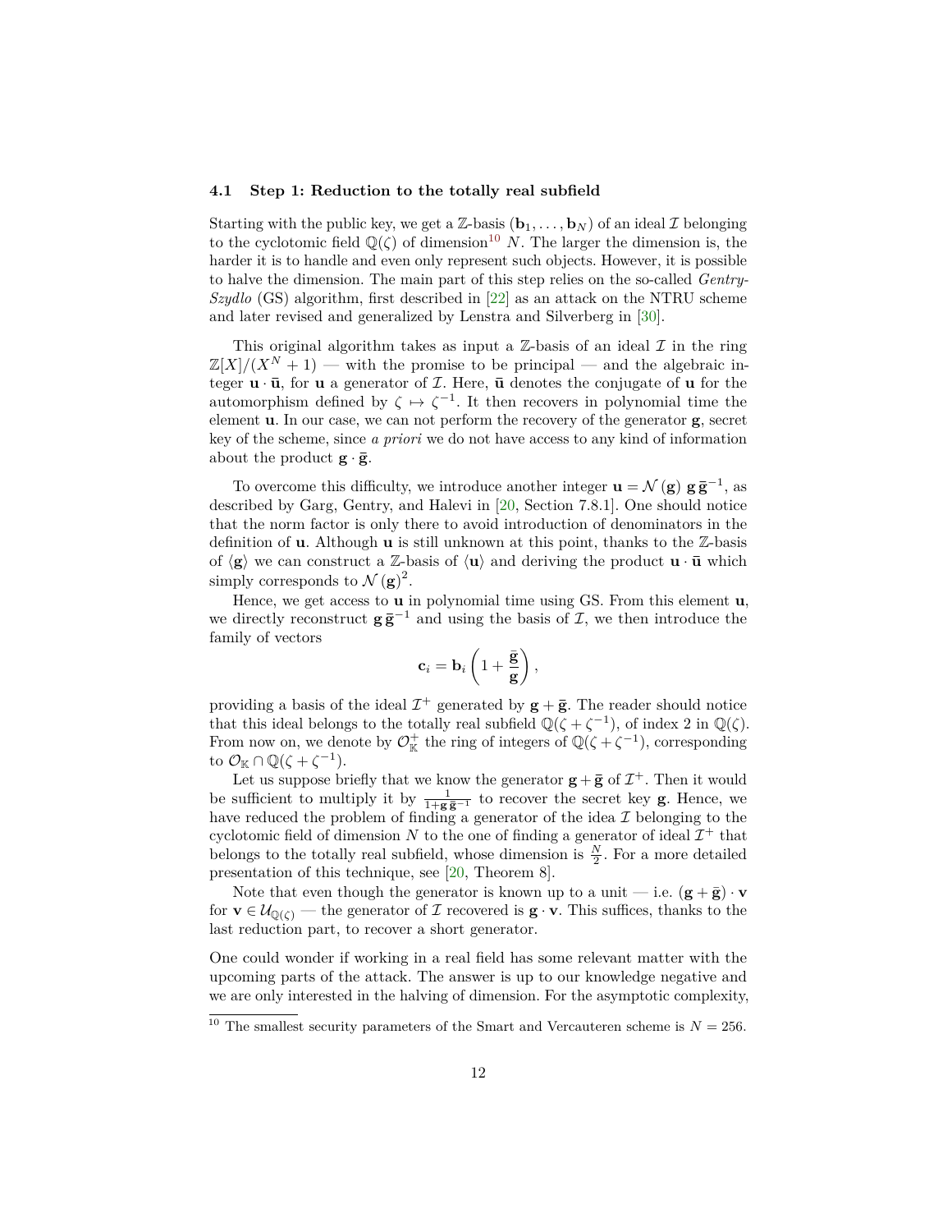### 4.1 Step 1: Reduction to the totally real subfield

Starting with the public key, we get a $\mathbb{Z}$-basis $(\mathbf{b}_1, \ldots, \mathbf{b}_N)$ of an ideal $\mathcal{I}$ belonging to the cyclotomic field $\mathbb{Q}(\zeta)$ of dimension[10] $N$. The larger the dimension is, the harder it is to handle and even only represent such objects. However, it is possible to halve the dimension. The main part of this step relies on the so-called *Gentry-Szydlo* (GS) algorithm, first described in [22] as an attack on the NTRU scheme and later revised and generalized by Lenstra and Silverberg in [30].

This original algorithm takes as input a $\mathbb{Z}$-basis of an ideal $\mathcal{I}$ in the ring $\mathbb{Z}[X]/(X^N + 1)$ — with the promise to be principal — and the algebraic integer $\mathbf{u} \cdot \bar{\mathbf{u}}$, for $\mathbf{u}$ a generator of $\mathcal{I}$. Here, $\bar{\mathbf{u}}$ denotes the conjugate of $\mathbf{u}$ for the automorphism defined by $\zeta \mapsto \zeta^{-1}$. It then recovers in polynomial time the element $\mathbf{u}$. In our case, we can not perform the recovery of the generator $\mathbf{g}$, secret key of the scheme, since *a priori* we do not have access to any kind of information about the product $\mathbf{g} \cdot \bar{\mathbf{g}}$.

To overcome this difficulty, we introduce another integer $\mathbf{u} = \mathcal{N}(\mathbf{g})\, \mathbf{g}\, \bar{\mathbf{g}}^{-1}$, as described by Garg, Gentry, and Halevi in [20, Section 7.8.1]. One should notice that the norm factor is only there to avoid introduction of denominators in the definition of $\mathbf{u}$. Although $\mathbf{u}$ is still unknown at this point, thanks to the $\mathbb{Z}$-basis of $\langle \mathbf{g} \rangle$ we can construct a $\mathbb{Z}$-basis of $\langle \mathbf{u} \rangle$ and deriving the product $\mathbf{u} \cdot \bar{\mathbf{u}}$ which simply corresponds to $\mathcal{N}(\mathbf{g})^2$.

Hence, we get access to $\mathbf{u}$ in polynomial time using GS. From this element $\mathbf{u}$, we directly reconstruct $\mathbf{g}\, \bar{\mathbf{g}}^{-1}$ and using the basis of $\mathcal{I}$, we then introduce the family of vectors

$$\mathbf{c}_i = \mathbf{b}_i \left( 1 + \frac{\bar{\mathbf{g}}}{\mathbf{g}} \right),$$

providing a basis of the ideal $\mathcal{I}^+$ generated by $\mathbf{g} + \bar{\mathbf{g}}$. The reader should notice that this ideal belongs to the totally real subfield $\mathbb{Q}(\zeta + \zeta^{-1})$, of index 2 in $\mathbb{Q}(\zeta)$. From now on, we denote by $\mathcal{O}_{\mathbb{K}}^+$ the ring of integers of $\mathbb{Q}(\zeta + \zeta^{-1})$, corresponding to $\mathcal{O}_{\mathbb{K}} \cap \mathbb{Q}(\zeta + \zeta^{-1})$.

Let us suppose briefly that we know the generator $\mathbf{g} + \bar{\mathbf{g}}$ of $\mathcal{I}^+$. Then it would be sufficient to multiply it by $\frac{1}{1 + \mathbf{g}\, \bar{\mathbf{g}}^{-1}}$ to recover the secret key $\mathbf{g}$. Hence, we have reduced the problem of finding a generator of the idea $\mathcal{I}$ belonging to the cyclotomic field of dimension $N$ to the one of finding a generator of ideal $\mathcal{I}^+$ that belongs to the totally real subfield, whose dimension is $\frac{N}{2}$. For a more detailed presentation of this technique, see [20, Theorem 8].

Note that even though the generator is known up to a unit — i.e. $(\mathbf{g} + \bar{\mathbf{g}}) \cdot \mathbf{v}$ for $\mathbf{v} \in \mathcal{U}_{\mathbb{Q}(\zeta)}$ — the generator of $\mathcal{I}$ recovered is $\mathbf{g} \cdot \mathbf{v}$. This suffices, thanks to the last reduction part, to recover a short generator.

One could wonder if working in a real field has some relevant matter with the upcoming parts of the attack. The answer is up to our knowledge negative and we are only interested in the halving of dimension. For the asymptotic complexity,

[10] The smallest security parameters of the Smart and Vercauteren scheme is $N = 256$.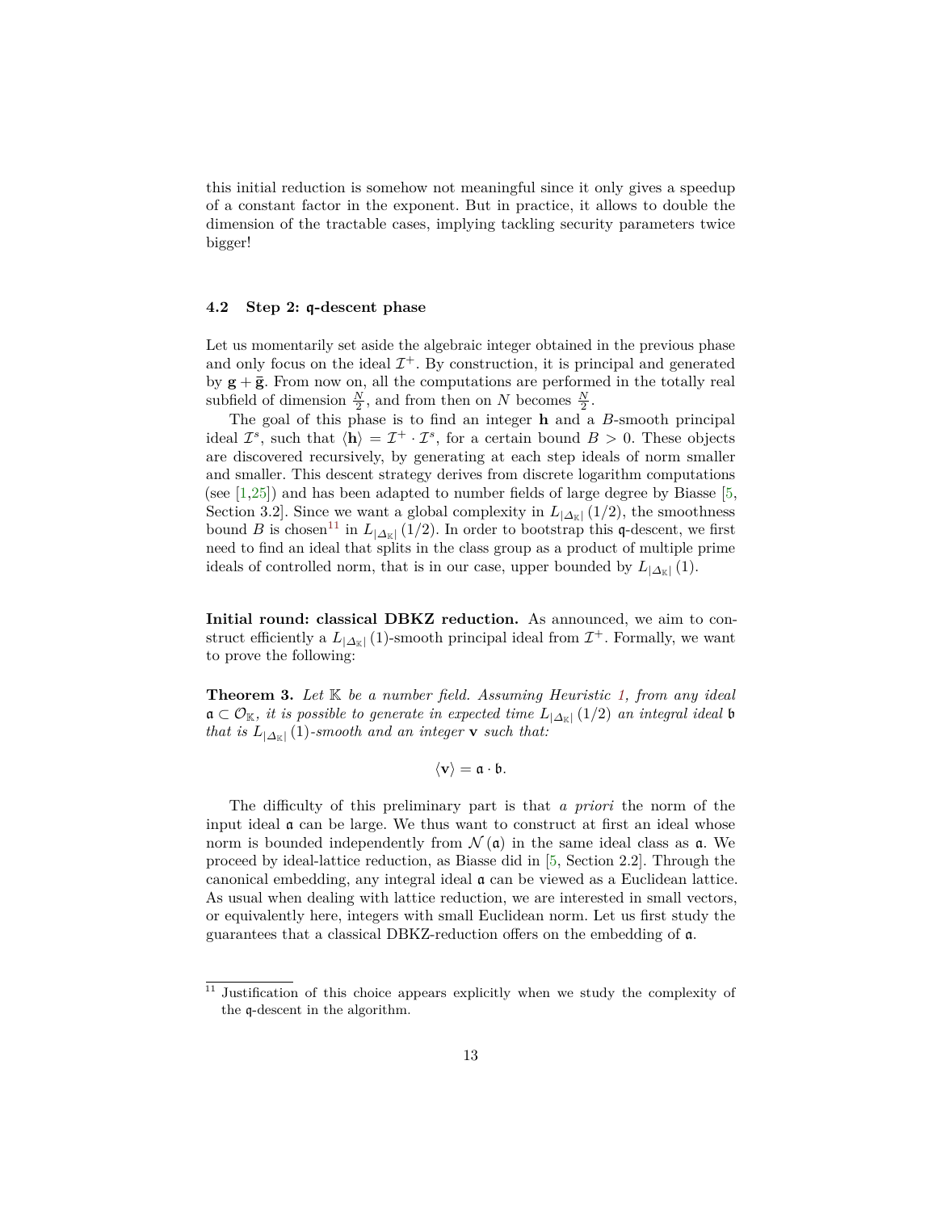this initial reduction is somehow not meaningful since it only gives a speedup of a constant factor in the exponent. But in practice, it allows to double the dimension of the tractable cases, implying tackling security parameters twice bigger!

### 4.2 Step 2: $\mathfrak{q}$-descent phase

Let us momentarily set aside the algebraic integer obtained in the previous phase and only focus on the ideal $\mathcal{I}^+$. By construction, it is principal and generated by $\mathbf{g} + \bar{\mathbf{g}}$. From now on, all the computations are performed in the totally real subfield of dimension $\frac{N}{2}$, and from then on $N$ becomes $\frac{N}{2}$.

The goal of this phase is to find an integer $\mathbf{h}$ and a $B$-smooth principal ideal $\mathcal{I}^s$, such that $\langle \mathbf{h} \rangle = \mathcal{I}^+ \cdot \mathcal{I}^s$, for a certain bound $B > 0$. These objects are discovered recursively, by generating at each step ideals of norm smaller and smaller. This descent strategy derives from discrete logarithm computations (see [1,25]) and has been adapted to number fields of large degree by Biasse [5, Section 3.2]. Since we want a global complexity in $L_{|\Delta_{\mathbb{K}}|}(1/2)$, the smoothness bound $B$ is chosen[11] in $L_{|\Delta_{\mathbb{K}}|}(1/2)$. In order to bootstrap this $\mathfrak{q}$-descent, we first need to find an ideal that splits in the class group as a product of multiple prime ideals of controlled norm, that is in our case, upper bounded by $L_{|\Delta_{\mathbb{K}}|}(1)$.

**Initial round: classical DBKZ reduction.** As announced, we aim to construct efficiently a $L_{|\Delta_{\mathbb{K}}|}(1)$-smooth principal ideal from $\mathcal{I}^+$. Formally, we want to prove the following:

**Theorem 3.** *Let $\mathbb{K}$ be a number field. Assuming Heuristic 1, from any ideal $\mathfrak{a} \subset \mathcal{O}_{\mathbb{K}}$, it is possible to generate in expected time $L_{|\Delta_{\mathbb{K}}|}(1/2)$ an integral ideal $\mathfrak{b}$ that is $L_{|\Delta_{\mathbb{K}}|}(1)$-smooth and an integer $\mathbf{v}$ such that:*

$$\langle \mathbf{v} \rangle = \mathfrak{a} \cdot \mathfrak{b}.$$

The difficulty of this preliminary part is that *a priori* the norm of the input ideal $\mathfrak{a}$ can be large. We thus want to construct at first an ideal whose norm is bounded independently from $\mathcal{N}(\mathfrak{a})$ in the same ideal class as $\mathfrak{a}$. We proceed by ideal-lattice reduction, as Biasse did in [5, Section 2.2]. Through the canonical embedding, any integral ideal $\mathfrak{a}$ can be viewed as a Euclidean lattice. As usual when dealing with lattice reduction, we are interested in small vectors, or equivalently here, integers with small Euclidean norm. Let us first study the guarantees that a classical DBKZ-reduction offers on the embedding of $\mathfrak{a}$.

[11] Justification of this choice appears explicitly when we study the complexity of the $\mathfrak{q}$-descent in the algorithm.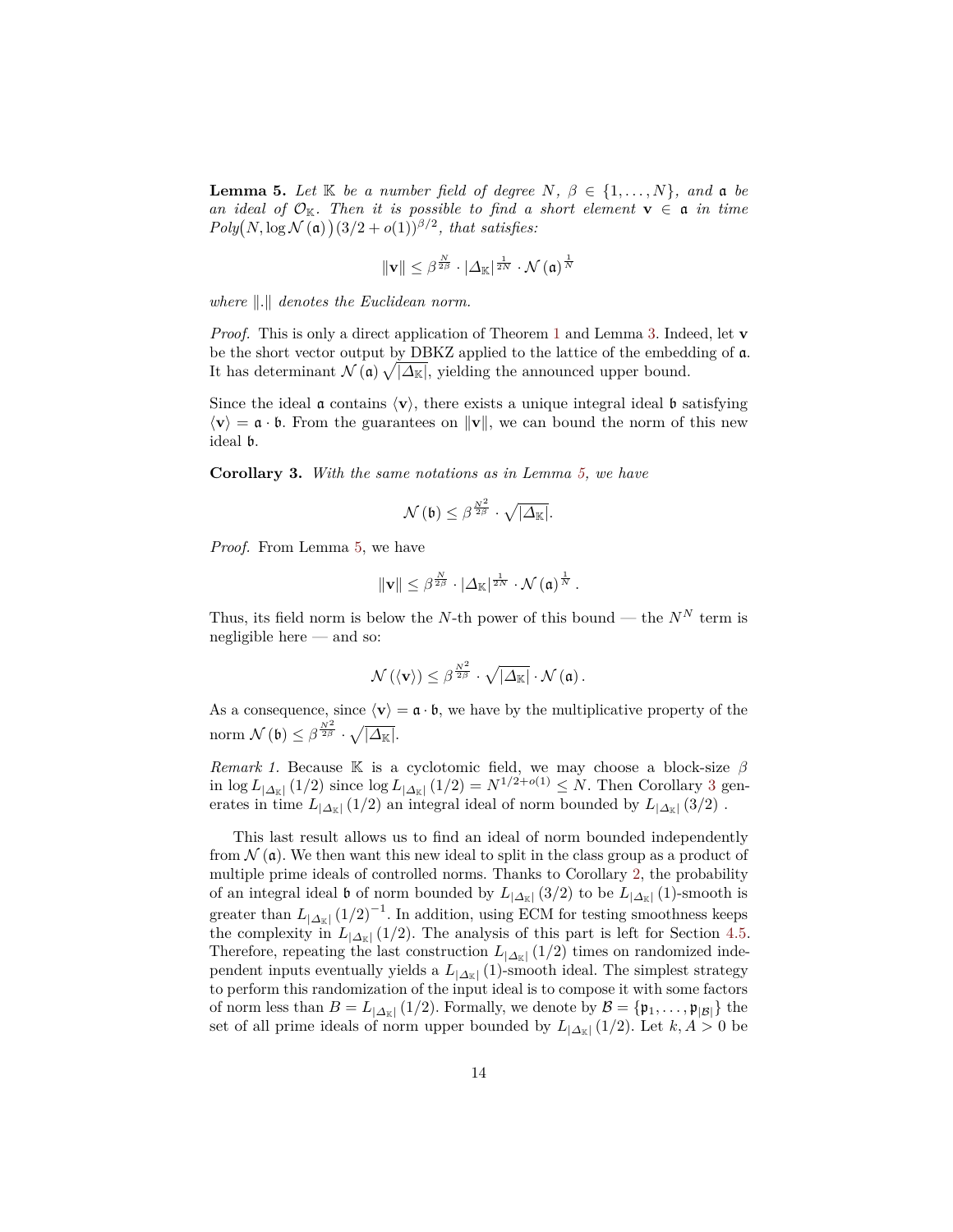**Lemma 5.** *Let $\mathbb{K}$ be a number field of degree $N$, $\beta \in \{1, \ldots, N\}$, and $\mathfrak{a}$ be an ideal of $\mathcal{O}_{\mathbb{K}}$. Then it is possible to find a short element $\mathbf{v} \in \mathfrak{a}$ in time $Poly\big(N, \log \mathcal{N}(\mathfrak{a})\big)(3/2 + o(1))^{\beta/2}$, that satisfies:*

$$\|\mathbf{v}\| \leq \beta^{\frac{N}{2\beta}} \cdot |\Delta_{\mathbb{K}}|^{\frac{1}{2N}} \cdot \mathcal{N}(\mathfrak{a})^{\frac{1}{N}}$$

*where $\|.\|$ denotes the Euclidean norm.*

*Proof.* This is only a direct application of Theorem 1 and Lemma 3. Indeed, let $\mathbf{v}$ be the short vector output by DBKZ applied to the lattice of the embedding of $\mathfrak{a}$. It has determinant $\mathcal{N}(\mathfrak{a})\sqrt{|\Delta_{\mathbb{K}}|}$, yielding the announced upper bound.

Since the ideal $\mathfrak{a}$ contains $\langle \mathbf{v} \rangle$, there exists a unique integral ideal $\mathfrak{b}$ satisfying $\langle \mathbf{v} \rangle = \mathfrak{a} \cdot \mathfrak{b}$. From the guarantees on $\|\mathbf{v}\|$, we can bound the norm of this new ideal $\mathfrak{b}$.

**Corollary 3.** *With the same notations as in Lemma 5, we have*

$$\mathcal{N}(\mathfrak{b}) \leq \beta^{\frac{N^2}{2\beta}} \cdot \sqrt{|\Delta_{\mathbb{K}}|}.$$

*Proof.* From Lemma 5, we have

$$\|\mathbf{v}\| \leq \beta^{\frac{N}{2\beta}} \cdot |\Delta_{\mathbb{K}}|^{\frac{1}{2N}} \cdot \mathcal{N}(\mathfrak{a})^{\frac{1}{N}}.$$

Thus, its field norm is below the $N$-th power of this bound — the $N^N$ term is negligible here — and so:

$$\mathcal{N}(\langle \mathbf{v} \rangle) \leq \beta^{\frac{N^2}{2\beta}} \cdot \sqrt{|\Delta_{\mathbb{K}}|} \cdot \mathcal{N}(\mathfrak{a}).$$

As a consequence, since $\langle \mathbf{v} \rangle = \mathfrak{a} \cdot \mathfrak{b}$, we have by the multiplicative property of the norm $\mathcal{N}(\mathfrak{b}) \leq \beta^{\frac{N^2}{2\beta}} \cdot \sqrt{|\Delta_{\mathbb{K}}|}$.

*Remark 1.* Because $\mathbb{K}$ is a cyclotomic field, we may choose a block-size $\beta$ in $\log L_{|\Delta_{\mathbb{K}}|}(1/2)$ since $\log L_{|\Delta_{\mathbb{K}}|}(1/2) = N^{1/2+o(1)} \leq N$. Then Corollary 3 generates in time $L_{|\Delta_{\mathbb{K}}|}(1/2)$ an integral ideal of norm bounded by $L_{|\Delta_{\mathbb{K}}|}(3/2)$.

This last result allows us to find an ideal of norm bounded independently from $\mathcal{N}(\mathfrak{a})$. We then want this new ideal to split in the class group as a product of multiple prime ideals of controlled norms. Thanks to Corollary 2, the probability of an integral ideal $\mathfrak{b}$ of norm bounded by $L_{|\Delta_{\mathbb{K}}|}(3/2)$ to be $L_{|\Delta_{\mathbb{K}}|}(1)$-smooth is greater than $L_{|\Delta_{\mathbb{K}}|}(1/2)^{-1}$. In addition, using ECM for testing smoothness keeps the complexity in $L_{|\Delta_{\mathbb{K}}|}(1/2)$. The analysis of this part is left for Section 4.5. Therefore, repeating the last construction $L_{|\Delta_{\mathbb{K}}|}(1/2)$ times on randomized independent inputs eventually yields a $L_{|\Delta_{\mathbb{K}}|}(1)$-smooth ideal. The simplest strategy to perform this randomization of the input ideal is to compose it with some factors of norm less than $B = L_{|\Delta_{\mathbb{K}}|}(1/2)$. Formally, we denote by $\mathcal{B} = \{\mathfrak{p}_1, \ldots, \mathfrak{p}_{|\mathcal{B}|}\}$ the set of all prime ideals of norm upper bounded by $L_{|\Delta_{\mathbb{K}}|}(1/2)$. Let $k, A > 0$ be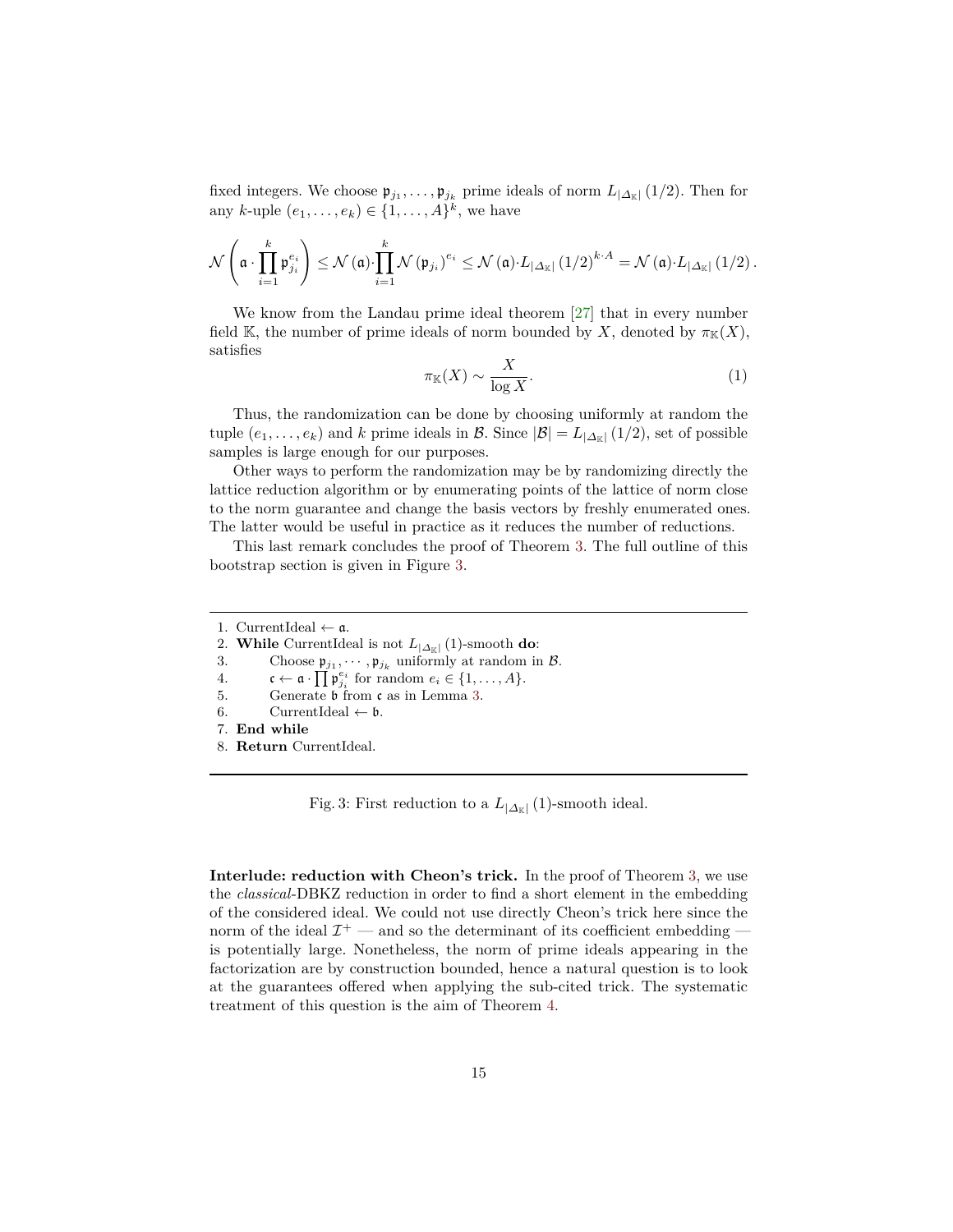fixed integers. We choose $\mathfrak{p}_{j_1}, \ldots, \mathfrak{p}_{j_k}$ prime ideals of norm $L_{|\Delta_{\mathbb{K}}|}(1/2)$. Then for any $k$-uple $(e_1, \ldots, e_k) \in \{1, \ldots, A\}^k$, we have

$$\mathcal{N}\left(\mathfrak{a} \cdot \prod_{i=1}^{k} \mathfrak{p}_{j_i}^{e_i}\right) \leq \mathcal{N}(\mathfrak{a}) \cdot \prod_{i=1}^{k} \mathcal{N}(\mathfrak{p}_{j_i})^{e_i} \leq \mathcal{N}(\mathfrak{a}) \cdot L_{|\Delta_{\mathbb{K}}|}(1/2)^{k \cdot A} = \mathcal{N}(\mathfrak{a}) \cdot L_{|\Delta_{\mathbb{K}}|}(1/2).$$

We know from the Landau prime ideal theorem [27] that in every number field $\mathbb{K}$, the number of prime ideals of norm bounded by $X$, denoted by $\pi_{\mathbb{K}}(X)$, satisfies

$$\pi_{\mathbb{K}}(X) \sim \frac{X}{\log X}. \tag{1}$$

Thus, the randomization can be done by choosing uniformly at random the tuple $(e_1, \ldots, e_k)$ and $k$ prime ideals in $\mathcal{B}$. Since $|\mathcal{B}| = L_{|\Delta_{\mathbb{K}}|}(1/2)$, set of possible samples is large enough for our purposes.

Other ways to perform the randomization may be by randomizing directly the lattice reduction algorithm or by enumerating points of the lattice of norm close to the norm guarantee and change the basis vectors by freshly enumerated ones. The latter would be useful in practice as it reduces the number of reductions.

This last remark concludes the proof of Theorem 3. The full outline of this bootstrap section is given in Figure 3.

1. CurrentIdeal $\leftarrow \mathfrak{a}$.
2. **While** CurrentIdeal is not $L_{|\Delta_{\mathbb{K}}|}(1)$-smooth **do**:
3. Choose $\mathfrak{p}_{j_1}, \cdots, \mathfrak{p}_{j_k}$ uniformly at random in $\mathcal{B}$.
4. $\mathfrak{c} \leftarrow \mathfrak{a} \cdot \prod \mathfrak{p}_{j_i}^{e_i}$ for random $e_i \in \{1, \ldots, A\}$.
5. Generate $\mathfrak{b}$ from $\mathfrak{c}$ as in Lemma 3.
6. CurrentIdeal $\leftarrow \mathfrak{b}$.
7. **End while**
8. **Return** CurrentIdeal.

Fig. 3: First reduction to a $L_{|\Delta_{\mathbb{K}}|}(1)$-smooth ideal.

**Interlude: reduction with Cheon's trick.** In the proof of Theorem 3, we use the *classical*-DBKZ reduction in order to find a short element in the embedding of the considered ideal. We could not use directly Cheon's trick here since the norm of the ideal $\mathcal{I}^+$ — and so the determinant of its coefficient embedding — is potentially large. Nonetheless, the norm of prime ideals appearing in the factorization are by construction bounded, hence a natural question is to look at the guarantees offered when applying the sub-cited trick. The systematic treatment of this question is the aim of Theorem 4.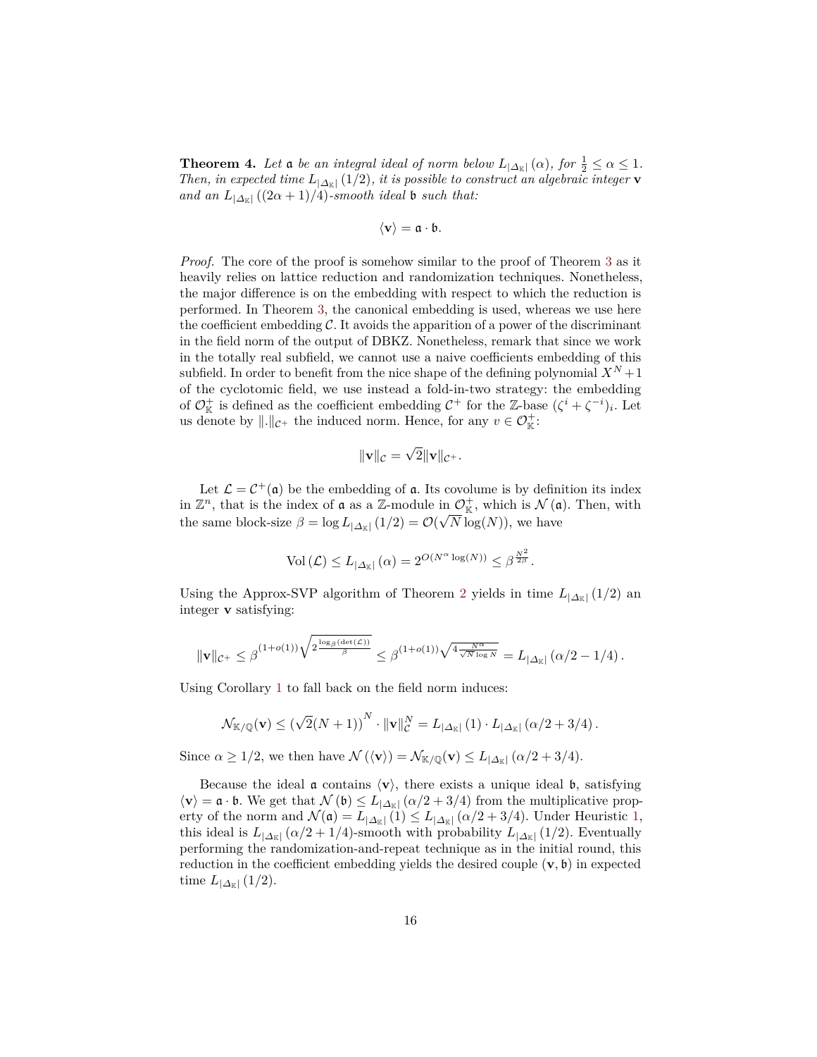**Theorem 4.** *Let $\mathfrak{a}$ be an integral ideal of norm below $L_{|\Delta_{\mathbb{K}}|}(\alpha)$, for $\frac{1}{2} \leq \alpha \leq 1$. Then, in expected time $L_{|\Delta_{\mathbb{K}}|}(1/2)$, it is possible to construct an algebraic integer $\mathbf{v}$ and an $L_{|\Delta_{\mathbb{K}}|}((2\alpha+1)/4)$-smooth ideal $\mathfrak{b}$ such that:*

$$\langle \mathbf{v} \rangle = \mathfrak{a} \cdot \mathfrak{b}.$$

*Proof.* The core of the proof is somehow similar to the proof of Theorem 3 as it heavily relies on lattice reduction and randomization techniques. Nonetheless, the major difference is on the embedding with respect to which the reduction is performed. In Theorem 3, the canonical embedding is used, whereas we use here the coefficient embedding $\mathcal{C}$. It avoids the apparition of a power of the discriminant in the field norm of the output of DBKZ. Nonetheless, remark that since we work in the totally real subfield, we cannot use a naive coefficients embedding of this subfield. In order to benefit from the nice shape of the defining polynomial $X^N+1$ of the cyclotomic field, we use instead a fold-in-two strategy: the embedding of $\mathcal{O}_{\mathbb{K}}^+$ is defined as the coefficient embedding $\mathcal{C}^+$ for the $\mathbb{Z}$-base $(\zeta^i + \zeta^{-i})_i$. Let us denote by $\|.\|_{\mathcal{C}^+}$ the induced norm. Hence, for any $v \in \mathcal{O}_{\mathbb{K}}^+$:

$$\|\mathbf{v}\|_{\mathcal{C}} = \sqrt{2}\|\mathbf{v}\|_{\mathcal{C}^+}.$$

Let $\mathcal{L} = \mathcal{C}^+(\mathfrak{a})$ be the embedding of $\mathfrak{a}$. Its covolume is by definition its index in $\mathbb{Z}^n$, that is the index of $\mathfrak{a}$ as a $\mathbb{Z}$-module in $\mathcal{O}_{\mathbb{K}}^+$, which is $\mathcal{N}(\mathfrak{a})$. Then, with the same block-size $\beta = \log L_{|\Delta_{\mathbb{K}}|}(1/2) = \mathcal{O}(\sqrt{N}\log(N))$, we have

$$\mathrm{Vol}(\mathcal{L}) \leq L_{|\Delta_{\mathbb{K}}|}(\alpha) = 2^{O(N^\alpha \log(N))} \leq \beta^{\frac{N^2}{2\beta}}.$$

Using the Approx-SVP algorithm of Theorem 2 yields in time $L_{|\Delta_{\mathbb{K}}|}(1/2)$ an integer $\mathbf{v}$ satisfying:

$$\|\mathbf{v}\|_{\mathcal{C}^+} \leq \beta^{(1+o(1))\sqrt{2\frac{\log_\beta(\det(\mathcal{L}))}{\beta}}} \leq \beta^{(1+o(1))\sqrt{4\frac{N^\alpha}{\sqrt{N}\log N}}} = L_{|\Delta_{\mathbb{K}}|}(\alpha/2 - 1/4).$$

Using Corollary 1 to fall back on the field norm induces:

$$\mathcal{N}_{\mathbb{K}/\mathbb{Q}}(\mathbf{v}) \leq \left(\sqrt{2}(N+1)\right)^N \cdot \|\mathbf{v}\|_{\mathcal{C}}^N = L_{|\Delta_{\mathbb{K}}|}(1) \cdot L_{|\Delta_{\mathbb{K}}|}(\alpha/2 + 3/4).$$

Since $\alpha \geq 1/2$, we then have $\mathcal{N}(\langle \mathbf{v} \rangle) = \mathcal{N}_{\mathbb{K}/\mathbb{Q}}(\mathbf{v}) \leq L_{|\Delta_{\mathbb{K}}|}(\alpha/2 + 3/4)$.

Because the ideal $\mathfrak{a}$ contains $\langle \mathbf{v} \rangle$, there exists a unique ideal $\mathfrak{b}$, satisfying $\langle \mathbf{v} \rangle = \mathfrak{a} \cdot \mathfrak{b}$. We get that $\mathcal{N}(\mathfrak{b}) \leq L_{|\Delta_{\mathbb{K}}|}(\alpha/2 + 3/4)$ from the multiplicative property of the norm and $\mathcal{N}(\mathfrak{a}) = L_{|\Delta_{\mathbb{K}}|}(1) \leq L_{|\Delta_{\mathbb{K}}|}(\alpha/2 + 3/4)$. Under Heuristic 1, this ideal is $L_{|\Delta_{\mathbb{K}}|}(\alpha/2 + 1/4)$-smooth with probability $L_{|\Delta_{\mathbb{K}}|}(1/2)$. Eventually performing the randomization-and-repeat technique as in the initial round, this reduction in the coefficient embedding yields the desired couple $(\mathbf{v}, \mathfrak{b})$ in expected time $L_{|\Delta_{\mathbb{K}}|}(1/2)$.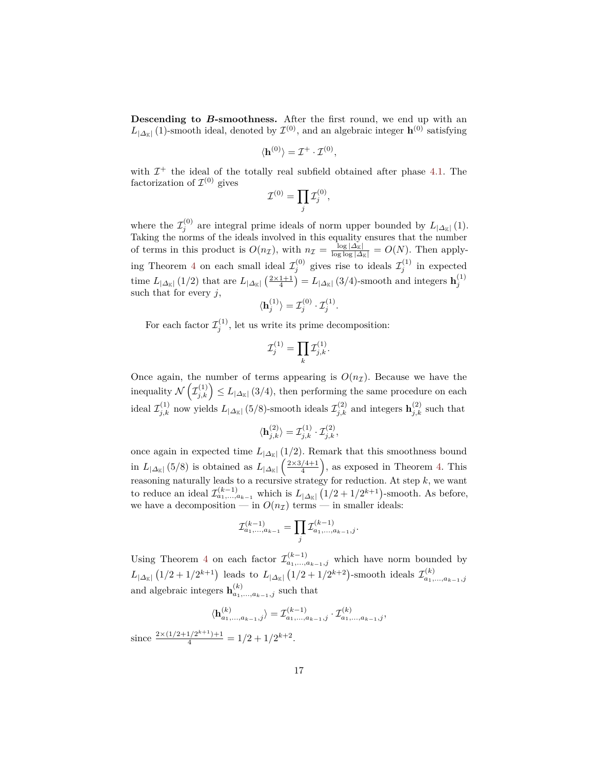**Descending to $B$-smoothness.** After the first round, we end up with an $L_{|\Delta_{\mathbb{K}}|}(1)$-smooth ideal, denoted by $\mathcal{I}^{(0)}$, and an algebraic integer $\mathbf{h}^{(0)}$ satisfying

$$\langle \mathbf{h}^{(0)} \rangle = \mathcal{I}^{+} \cdot \mathcal{I}^{(0)},$$

with $\mathcal{I}^{+}$ the ideal of the totally real subfield obtained after phase 4.1. The factorization of $\mathcal{I}^{(0)}$ gives

$$\mathcal{I}^{(0)} = \prod_{j} \mathcal{I}_j^{(0)},$$

where the $\mathcal{I}_j^{(0)}$ are integral prime ideals of norm upper bounded by $L_{|\Delta_{\mathbb{K}}|}(1)$. Taking the norms of the ideals involved in this equality ensures that the number of terms in this product is $O(n_{\mathcal{I}})$, with $n_{\mathcal{I}} = \frac{\log |\Delta_{\mathbb{K}}|}{\log \log |\Delta_{\mathbb{K}}|} = O(N)$. Then applying Theorem 4 on each small ideal $\mathcal{I}_j^{(0)}$ gives rise to ideals $\mathcal{I}_j^{(1)}$ in expected time $L_{|\Delta_{\mathbb{K}}|}(1/2)$ that are $L_{|\Delta_{\mathbb{K}}|}\left(\frac{2\times 1+1}{4}\right) = L_{|\Delta_{\mathbb{K}}|}(3/4)$-smooth and integers $\mathbf{h}_j^{(1)}$ such that for every $j$,

$$\langle \mathbf{h}_j^{(1)} \rangle = \mathcal{I}_j^{(0)} \cdot \mathcal{I}_j^{(1)}.$$

For each factor $\mathcal{I}_j^{(1)}$, let us write its prime decomposition:

$$\mathcal{I}_j^{(1)} = \prod_{k} \mathcal{I}_{j,k}^{(1)}.$$

Once again, the number of terms appearing is $O(n_{\mathcal{I}})$. Because we have the inequality $\mathcal{N}\left(\mathcal{I}_{j,k}^{(1)}\right) \leq L_{|\Delta_{\mathbb{K}}|}(3/4)$, then performing the same procedure on each ideal $\mathcal{I}_{j,k}^{(1)}$ now yields $L_{|\Delta_{\mathbb{K}}|}(5/8)$-smooth ideals $\mathcal{I}_{j,k}^{(2)}$ and integers $\mathbf{h}_{j,k}^{(2)}$ such that

$$\langle \mathbf{h}_{j,k}^{(2)} \rangle = \mathcal{I}_{j,k}^{(1)} \cdot \mathcal{I}_{j,k}^{(2)},$$

once again in expected time $L_{|\Delta_{\mathbb{K}}|}(1/2)$. Remark that this smoothness bound in $L_{|\Delta_{\mathbb{K}}|}(5/8)$ is obtained as $L_{|\Delta_{\mathbb{K}}|}\left(\frac{2\times 3/4+1}{4}\right)$, as exposed in Theorem 4. This reasoning naturally leads to a recursive strategy for reduction. At step $k$, we want to reduce an ideal $\mathcal{I}_{a_1,\ldots,a_{k-1}}^{(k-1)}$ which is $L_{|\Delta_{\mathbb{K}}|}\left(1/2 + 1/2^{k+1}\right)$-smooth. As before, we have a decomposition — in $O(n_{\mathcal{I}})$ terms — in smaller ideals:

$$\mathcal{I}_{a_1,\ldots,a_{k-1}}^{(k-1)} = \prod_{j} \mathcal{I}_{a_1,\ldots,a_{k-1},j}^{(k-1)}.$$

Using Theorem 4 on each factor $\mathcal{I}_{a_1,\ldots,a_{k-1},j}^{(k-1)}$ which have norm bounded by $L_{|\Delta_{\mathbb{K}}|}\left(1/2 + 1/2^{k+1}\right)$ leads to $L_{|\Delta_{\mathbb{K}}|}\left(1/2 + 1/2^{k+2}\right)$-smooth ideals $\mathcal{I}_{a_1,\ldots,a_{k-1},j}^{(k)}$ and algebraic integers $\mathbf{h}_{a_1,\ldots,a_{k-1},j}^{(k)}$ such that

$$\langle \mathbf{h}_{a_1,\ldots,a_{k-1},j}^{(k)} \rangle = \mathcal{I}_{a_1,\ldots,a_{k-1},j}^{(k-1)} \cdot \mathcal{I}_{a_1,\ldots,a_{k-1},j}^{(k)},$$

since $\frac{2\times(1/2+1/2^{k+1})+1}{4} = 1/2 + 1/2^{k+2}$.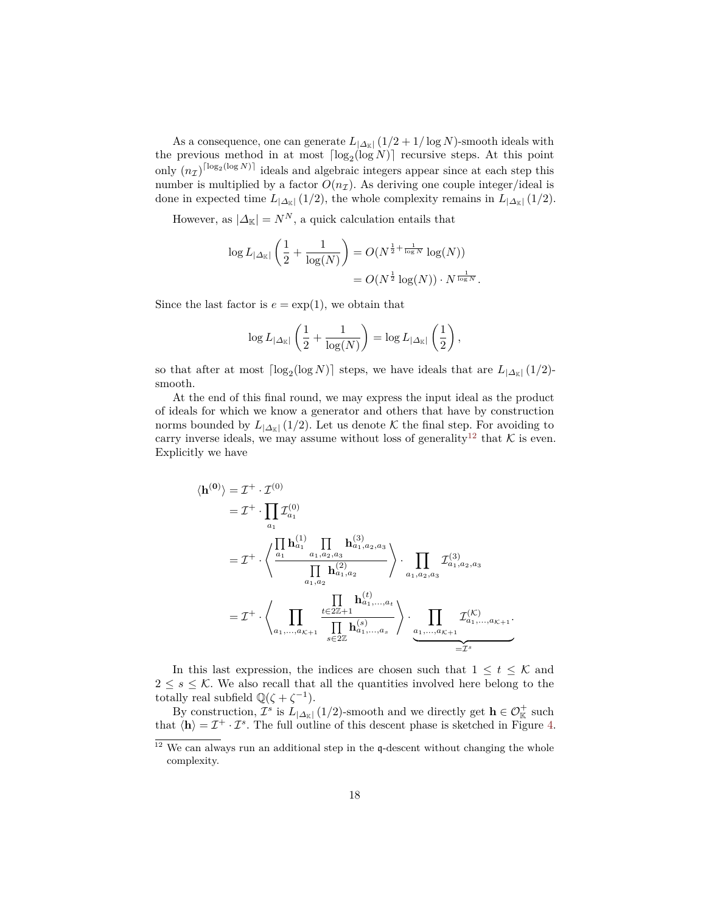As a consequence, one can generate $L_{|\Delta_{\mathbb{K}}|}(1/2 + 1/\log N)$-smooth ideals with the previous method in at most $\lceil \log_2(\log N) \rceil$ recursive steps. At this point only $(n_{\mathcal{I}})^{\lceil \log_2(\log N) \rceil}$ ideals and algebraic integers appear since at each step this number is multiplied by a factor $O(n_{\mathcal{I}})$. As deriving one couple integer/ideal is done in expected time $L_{|\Delta_{\mathbb{K}}|}(1/2)$, the whole complexity remains in $L_{|\Delta_{\mathbb{K}}|}(1/2)$.

However, as $|\Delta_{\mathbb{K}}| = N^N$, a quick calculation entails that

$$\begin{aligned}
\log L_{|\Delta_{\mathbb{K}}|}\left(\frac{1}{2} + \frac{1}{\log(N)}\right) &= O(N^{\frac{1}{2} + \frac{1}{\log N}} \log(N)) \\
&= O(N^{\frac{1}{2}} \log(N)) \cdot N^{\frac{1}{\log N}}.
\end{aligned}$$

Since the last factor is $e = \exp(1)$, we obtain that

$$\log L_{|\Delta_{\mathbb{K}}|}\left(\frac{1}{2} + \frac{1}{\log(N)}\right) = \log L_{|\Delta_{\mathbb{K}}|}\left(\frac{1}{2}\right),$$

so that after at most $\lceil \log_2(\log N) \rceil$ steps, we have ideals that are $L_{|\Delta_{\mathbb{K}}|}(1/2)$-smooth.

At the end of this final round, we may express the input ideal as the product of ideals for which we know a generator and others that have by construction norms bounded by $L_{|\Delta_{\mathbb{K}}|}(1/2)$. Let us denote $\mathcal{K}$ the final step. For avoiding to carry inverse ideals, we may assume without loss of generality[12] that $\mathcal{K}$ is even. Explicitly we have

$$\begin{aligned}
\langle \mathbf{h^{(0)}} \rangle &= \mathcal{I}^+ \cdot \mathcal{I}^{(0)} \\
&= \mathcal{I}^+ \cdot \prod_{a_1} \mathcal{I}^{(0)}_{a_1} \\
&= \mathcal{I}^+ \cdot \left\langle \frac{\prod_{a_1} \mathbf{h}^{(1)}_{a_1} \prod_{a_1,a_2,a_3} \mathbf{h}^{(3)}_{a_1,a_2,a_3}}{\prod_{a_1,a_2} \mathbf{h}^{(2)}_{a_1,a_2}} \right\rangle \cdot \prod_{a_1,a_2,a_3} \mathcal{I}^{(3)}_{a_1,a_2,a_3} \\
&= \mathcal{I}^+ \cdot \left\langle \prod_{a_1,\ldots,a_{\mathcal{K}+1}} \frac{\prod_{t \in 2\mathbb{Z}+1} \mathbf{h}^{(t)}_{a_1,\ldots,a_t}}{\prod_{s \in 2\mathbb{Z}} \mathbf{h}^{(s)}_{a_1,\ldots,a_s}} \right\rangle \cdot \underbrace{\prod_{a_1,\ldots,a_{\mathcal{K}+1}} \mathcal{I}^{(\mathcal{K})}_{a_1,\ldots,a_{\mathcal{K}+1}}}_{=\mathcal{I}^s}.
\end{aligned}$$

In this last expression, the indices are chosen such that $1 \leq t \leq \mathcal{K}$ and $2 \leq s \leq \mathcal{K}$. We also recall that all the quantities involved here belong to the totally real subfield $\mathbb{Q}(\zeta + \zeta^{-1})$.

By construction, $\mathcal{I}^s$ is $L_{|\Delta_{\mathbb{K}}|}(1/2)$-smooth and we directly get $\mathbf{h} \in \mathcal{O}^+_{\mathbb{K}}$ such that $\langle \mathbf{h} \rangle = \mathcal{I}^+ \cdot \mathcal{I}^s$. The full outline of this descent phase is sketched in Figure 4.

[12] We can always run an additional step in the $\mathfrak{q}$-descent without changing the whole complexity.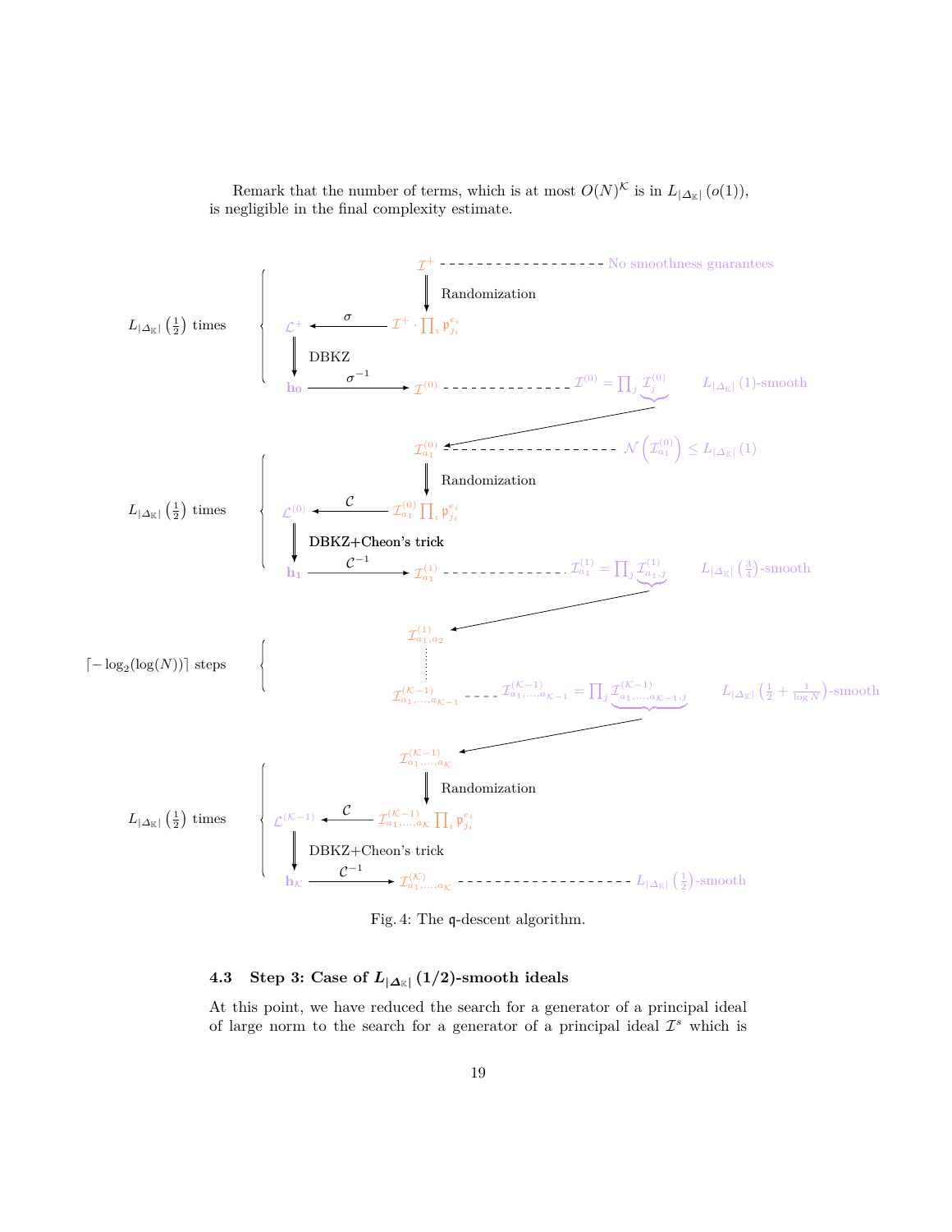Remark that the number of terms, which is at most $O(N)^{\mathcal{K}}$ is in $L_{|\Delta_{\mathbb{K}}|}(o(1))$, is negligible in the final complexity estimate.

$L_{|\Delta_{\mathbb{K}}|}\left(\frac{1}{2}\right)$ times

$\mathcal{I}^+$ No smoothness guarantees

Randomization

$\mathcal{L}^+$ $\sigma$ $\mathcal{I}^+ \cdot \prod_i \mathfrak{p}_{j_i}^{e_i}$

DBKZ

$\mathbf{h_0}$ $\sigma^{-1}$ $\mathcal{I}^{(0)}$ $\mathcal{I}^{(0)} = \prod_j \mathcal{I}_j^{(0)}$ $L_{|\Delta_{\mathbb{K}}|}(1)$-smooth

$L_{|\Delta_{\mathbb{K}}|}\left(\frac{1}{2}\right)$ times

$\mathcal{I}_{a_1}^{(0)}$ $\mathcal{N}\left(\mathcal{I}_{a_1}^{(0)}\right) \leq L_{|\Delta_{\mathbb{K}}|}(1)$

Randomization

$\mathcal{L}^{(0)}$ $\mathcal{C}$ $\mathcal{I}_{a_1}^{(0)} \prod_i \mathfrak{p}_{j_i}^{e_i}$

DBKZ+Cheon's trick

$\mathbf{h_1}$ $\mathcal{C}^{-1}$ $\mathcal{I}_{a_1}^{(1)}$ $\mathcal{I}_{a_1}^{(1)} = \prod_j \mathcal{I}_{a_1,j}^{(1)}$ $L_{|\Delta_{\mathbb{K}}|}\left(\frac{3}{4}\right)$-smooth

$\lceil -\log_2(\log(N)) \rceil$ steps

$\mathcal{I}_{a_1,a_2}^{(1)}$

$\mathcal{I}_{a_1,\ldots,a_{\mathcal{K}-1}}^{(\mathcal{K}-1)}$ $\mathcal{I}_{a_1,\ldots,a_{\mathcal{K}-1}}^{(\mathcal{K}-1)} = \prod_j \mathcal{I}_{a_1,\ldots,a_{\mathcal{K}-1},j}^{(\mathcal{K}-1)}$ $L_{|\Delta_{\mathbb{K}}|}\left(\frac{1}{2} + \frac{1}{\log N}\right)$-smooth

$L_{|\Delta_{\mathbb{K}}|}\left(\frac{1}{2}\right)$ times

$\mathcal{I}_{a_1,\ldots,a_{\mathcal{K}}}^{(\mathcal{K}-1)}$

Randomization

$\mathcal{L}^{(\mathcal{K}-1)}$ $\mathcal{C}$ $\mathcal{I}_{a_1,\ldots,a_{\mathcal{K}}}^{(\mathcal{K}-1)} \prod_i \mathfrak{p}_{j_i}^{e_i}$

DBKZ+Cheon's trick

$\mathbf{h}_{\mathcal{K}}$ $\mathcal{C}^{-1}$ $\mathcal{I}_{a_1,\ldots,a_{\mathcal{K}}}^{(\mathcal{K})}$ $L_{|\Delta_{\mathbb{K}}|}\left(\frac{1}{2}\right)$-smooth

Fig. 4: The $\mathfrak{q}$-descent algorithm.

### 4.3 Step 3: Case of $L_{|\Delta_{\mathbb{K}}|}(1/2)$-smooth ideals

At this point, we have reduced the search for a generator of a principal ideal of large norm to the search for a generator of a principal ideal $\mathcal{I}^s$ which is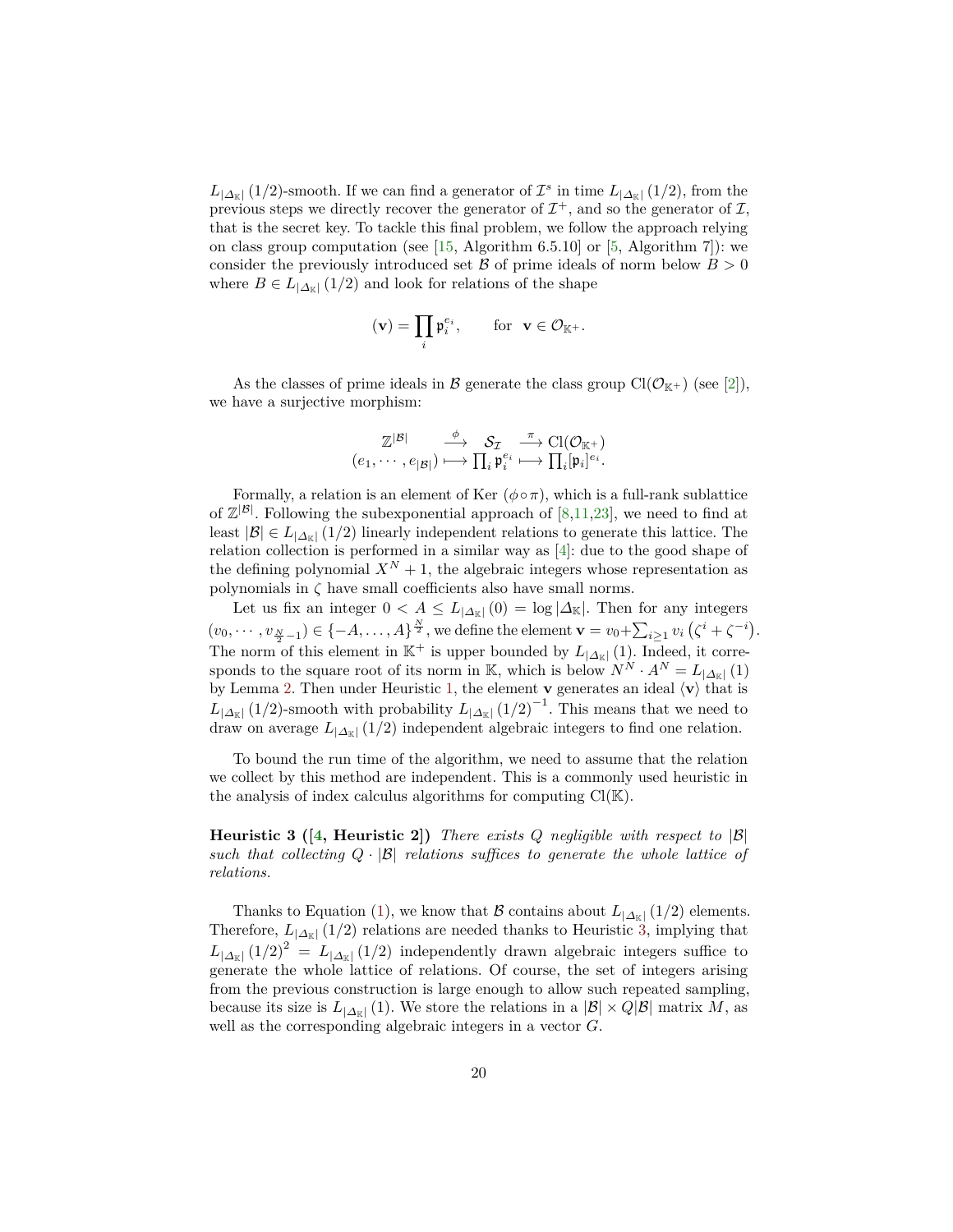$L_{|\Delta_{\mathbb{K}}|}(1/2)$-smooth. If we can find a generator of $\mathcal{I}^s$ in time $L_{|\Delta_{\mathbb{K}}|}(1/2)$, from the previous steps we directly recover the generator of $\mathcal{I}^+$, and so the generator of $\mathcal{I}$, that is the secret key. To tackle this final problem, we follow the approach relying on class group computation (see [15, Algorithm 6.5.10] or [5, Algorithm 7]): we consider the previously introduced set $\mathcal{B}$ of prime ideals of norm below $B > 0$ where $B \in L_{|\Delta_{\mathbb{K}}|}(1/2)$ and look for relations of the shape

$$(\mathbf{v}) = \prod_i \mathfrak{p}_i^{e_i}, \qquad \text{for} \quad \mathbf{v} \in \mathcal{O}_{\mathbb{K}^+}.$$

As the classes of prime ideals in $\mathcal{B}$ generate the class group $\mathrm{Cl}(\mathcal{O}_{\mathbb{K}^+})$ (see [2]), we have a surjective morphism:

$$\begin{array}{ccccc} \mathbb{Z}^{|\mathcal{B}|} & \xrightarrow{\phi} & \mathcal{S}_{\mathcal{I}} & \xrightarrow{\pi} & \mathrm{Cl}(\mathcal{O}_{\mathbb{K}^+}) \\ (e_1, \cdots, e_{|\mathcal{B}|}) & \longmapsto & \prod_i \mathfrak{p}_i^{e_i} & \longmapsto & \prod_i [\mathfrak{p}_i]^{e_i}. \end{array}$$

Formally, a relation is an element of $\mathrm{Ker}\,(\phi \circ \pi)$, which is a full-rank sublattice of $\mathbb{Z}^{|\mathcal{B}|}$. Following the subexponential approach of [8,11,23], we need to find at least $|\mathcal{B}| \in L_{|\Delta_{\mathbb{K}}|}(1/2)$ linearly independent relations to generate this lattice. The relation collection is performed in a similar way as [4]: due to the good shape of the defining polynomial $X^N + 1$, the algebraic integers whose representation as polynomials in $\zeta$ have small coefficients also have small norms.

Let us fix an integer $0 < A \leq L_{|\Delta_{\mathbb{K}}|}(0) = \log |\Delta_{\mathbb{K}}|$. Then for any integers $(v_0, \cdots, v_{\frac{N}{2}-1}) \in \{-A, \ldots, A\}^{\frac{N}{2}}$, we define the element $\mathbf{v} = v_0 + \sum_{i \geq 1} v_i \left(\zeta^i + \zeta^{-i}\right)$. The norm of this element in $\mathbb{K}^+$ is upper bounded by $L_{|\Delta_{\mathbb{K}}|}(1)$. Indeed, it corresponds to the square root of its norm in $\mathbb{K}$, which is below $N^N \cdot A^N = L_{|\Delta_{\mathbb{K}}|}(1)$ by Lemma 2. Then under Heuristic 1, the element $\mathbf{v}$ generates an ideal $\langle \mathbf{v} \rangle$ that is $L_{|\Delta_{\mathbb{K}}|}(1/2)$-smooth with probability $L_{|\Delta_{\mathbb{K}}|}(1/2)^{-1}$. This means that we need to draw on average $L_{|\Delta_{\mathbb{K}}|}(1/2)$ independent algebraic integers to find one relation.

To bound the run time of the algorithm, we need to assume that the relation we collect by this method are independent. This is a commonly used heuristic in the analysis of index calculus algorithms for computing $\mathrm{Cl}(\mathbb{K})$.

**Heuristic 3 ([4, Heuristic 2])** *There exists $Q$ negligible with respect to $|\mathcal{B}|$ such that collecting $Q \cdot |\mathcal{B}|$ relations suffices to generate the whole lattice of relations.*

Thanks to Equation (1), we know that $\mathcal{B}$ contains about $L_{|\Delta_{\mathbb{K}}|}(1/2)$ elements. Therefore, $L_{|\Delta_{\mathbb{K}}|}(1/2)$ relations are needed thanks to Heuristic 3, implying that $L_{|\Delta_{\mathbb{K}}|}(1/2)^2 = L_{|\Delta_{\mathbb{K}}|}(1/2)$ independently drawn algebraic integers suffice to generate the whole lattice of relations. Of course, the set of integers arising from the previous construction is large enough to allow such repeated sampling, because its size is $L_{|\Delta_{\mathbb{K}}|}(1)$. We store the relations in a $|\mathcal{B}| \times Q|\mathcal{B}|$ matrix $M$, as well as the corresponding algebraic integers in a vector $G$.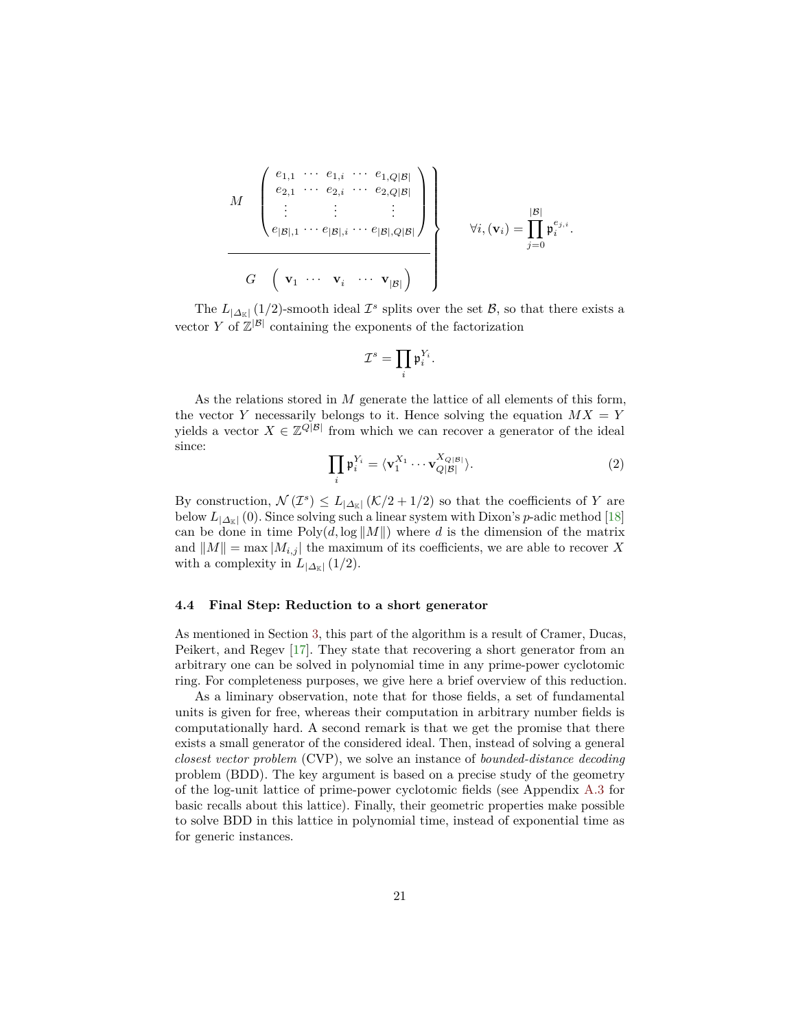$$
\left.\begin{array}{c}
M \quad \begin{pmatrix} e_{1,1} & \cdots & e_{1,i} & \cdots & e_{1,Q|\mathcal{B}|} \\ e_{2,1} & \cdots & e_{2,i} & \cdots & e_{2,Q|\mathcal{B}|} \\ \vdots & & \vdots & & \vdots \\ e_{|\mathcal{B}|,1} & \cdots & e_{|\mathcal{B}|,i} & \cdots & e_{|\mathcal{B}|,Q|\mathcal{B}|} \end{pmatrix} \\
\hline
G \quad \begin{pmatrix} \mathbf{v}_1 & \cdots & \mathbf{v}_i & \cdots & \mathbf{v}_{|\mathcal{B}|} \end{pmatrix}
\end{array}\right\} \qquad \forall i, (\mathbf{v}_i) = \prod_{j=0}^{|\mathcal{B}|} \mathfrak{p}_i^{e_{j,i}}.
$$

The $L_{|\Delta_{\mathbb{K}}|}(1/2)$-smooth ideal $\mathcal{I}^s$ splits over the set $\mathcal{B}$, so that there exists a vector $Y$ of $\mathbb{Z}^{|\mathcal{B}|}$ containing the exponents of the factorization

$$
\mathcal{I}^s = \prod_i \mathfrak{p}_i^{Y_i}.
$$

As the relations stored in $M$ generate the lattice of all elements of this form, the vector $Y$ necessarily belongs to it. Hence solving the equation $MX = Y$ yields a vector $X \in \mathbb{Z}^{Q|\mathcal{B}|}$ from which we can recover a generator of the ideal since:

$$
\prod_i \mathfrak{p}_i^{Y_i} = \langle \mathbf{v}_1^{X_1} \cdots \mathbf{v}_{Q|\mathcal{B}|}^{X_{Q|\mathcal{B}|}} \rangle. \tag{2}
$$

By construction, $\mathcal{N}(\mathcal{I}^s) \leq L_{|\Delta_{\mathbb{K}}|}(\mathcal{K}/2 + 1/2)$ so that the coefficients of $Y$ are below $L_{|\Delta_{\mathbb{K}}|}(0)$. Since solving such a linear system with Dixon's $p$-adic method [18] can be done in time $\mathrm{Poly}(d, \log \|M\|)$ where $d$ is the dimension of the matrix and $\|M\| = \max |M_{i,j}|$ the maximum of its coefficients, we are able to recover $X$ with a complexity in $L_{|\Delta_{\mathbb{K}}|}(1/2)$.

### 4.4 Final Step: Reduction to a short generator

As mentioned in Section 3, this part of the algorithm is a result of Cramer, Ducas, Peikert, and Regev [17]. They state that recovering a short generator from an arbitrary one can be solved in polynomial time in any prime-power cyclotomic ring. For completeness purposes, we give here a brief overview of this reduction.

As a liminary observation, note that for those fields, a set of fundamental units is given for free, whereas their computation in arbitrary number fields is computationally hard. A second remark is that we get the promise that there exists a small generator of the considered ideal. Then, instead of solving a general *closest vector problem* (CVP), we solve an instance of *bounded-distance decoding* problem (BDD). The key argument is based on a precise study of the geometry of the log-unit lattice of prime-power cyclotomic fields (see Appendix A.3 for basic recalls about this lattice). Finally, their geometric properties make possible to solve BDD in this lattice in polynomial time, instead of exponential time as for generic instances.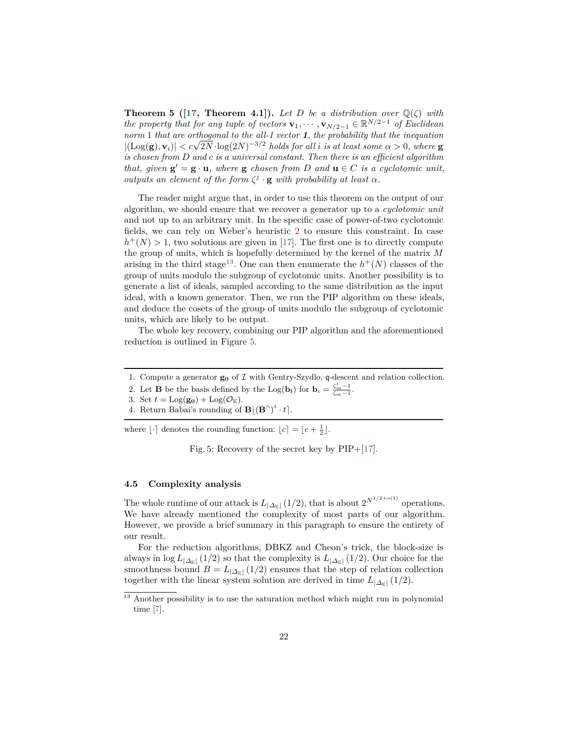**Theorem 5 ([17, Theorem 4.1]).** *Let $D$ be a distribution over $\mathbb{Q}(\zeta)$ with the property that for any tuple of vectors $\mathbf{v}_1, \cdots, \mathbf{v}_{N/2-1} \in \mathbb{R}^{N/2-1}$ of Euclidean norm 1 that are orthogonal to the all-1 vector $\mathbf{1}$, the probability that the inequation $|\langle \mathrm{Log}(\mathbf{g}), \mathbf{v}_i \rangle| < c\sqrt{2N} \cdot \log(2N)^{-3/2}$ holds for all $i$ is at least some $\alpha > 0$, where $\mathbf{g}$ is chosen from $D$ and $c$ is a universal constant. Then there is an efficient algorithm that, given $\mathbf{g}' = \mathbf{g} \cdot \mathbf{u}$, where $\mathbf{g}$ chosen from $D$ and $\mathbf{u} \in C$ is a cyclotomic unit, outputs an element of the form $\zeta^j \cdot \mathbf{g}$ with probability at least $\alpha$.*

The reader might argue that, in order to use this theorem on the output of our algorithm, we should ensure that we recover a generator up to a *cyclotomic unit* and not up to an arbitrary unit. In the specific case of power-of-two cyclotomic fields, we can rely on Weber's heuristic 2 to ensure this constraint. In case $h^+(N) > 1$, two solutions are given in [17]. The first one is to directly compute the group of units, which is hopefully determined by the kernel of the matrix $M$ arising in the third stage[13]. One can then enumerate the $h^+(N)$ classes of the group of units modulo the subgroup of cyclotomic units. Another possibility is to generate a list of ideals, sampled according to the same distribution as the input ideal, with a known generator. Then, we run the PIP algorithm on these ideals, and deduce the cosets of the group of units modulo the subgroup of cyclotomic units, which are likely to be output.

The whole key recovery, combining our PIP algorithm and the aforementioned reduction is outlined in Figure 5.

---

1. Compute a generator $\mathbf{g_0}$ of $\mathcal{I}$ with Gentry-Szydlo, $\mathfrak{q}$-descent and relation collection.
2. Let $\mathbf{B}$ be the basis defined by the $\mathrm{Log}(\mathbf{b_i})$ for $\mathbf{b}_i = \frac{\zeta_m^i - 1}{\zeta_m - 1}$.
3. Set $t = \mathrm{Log}(\mathbf{g_0}) + \mathrm{Log}(\mathcal{O}_{\mathbb{K}})$.
4. Return Babai's rounding of $\mathbf{B}\lfloor (\mathbf{B}^\wedge)^t \cdot t \rceil$.

---

where $\lfloor \cdot \rceil$ denotes the rounding function: $\lfloor c \rceil = \lfloor c + \frac{1}{2} \rfloor$.

Fig. 5: Recovery of the secret key by PIP+[17].

### 4.5 Complexity analysis

The whole runtime of our attack is $L_{|\Delta_{\mathbb{K}}|}(1/2)$, that is about $2^{N^{1/2+o(1)}}$ operations. We have already mentioned the complexity of most parts of our algorithm. However, we provide a brief summary in this paragraph to ensure the entirety of our result.

For the reduction algorithms, DBKZ and Cheon's trick, the block-size is always in $\log L_{|\Delta_{\mathbb{K}}|}(1/2)$ so that the complexity is $L_{|\Delta_{\mathbb{K}}|}(1/2)$. Our choice for the smoothness bound $B = L_{|\Delta_{\mathbb{K}}|}(1/2)$ ensures that the step of relation collection together with the linear system solution are derived in time $L_{|\Delta_{\mathbb{K}}|}(1/2)$.

[13] Another possibility is to use the saturation method which might run in polynomial time [7].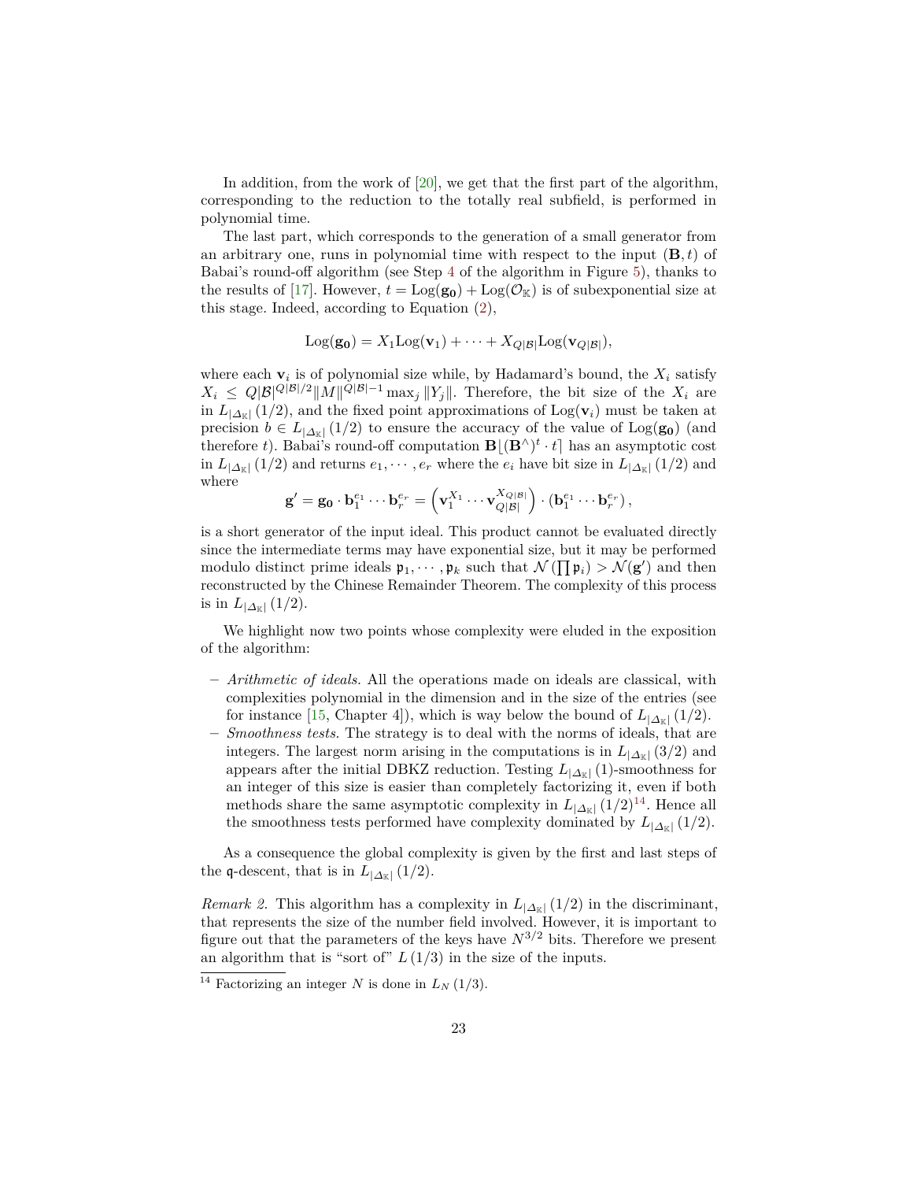In addition, from the work of [20], we get that the first part of the algorithm, corresponding to the reduction to the totally real subfield, is performed in polynomial time.

The last part, which corresponds to the generation of a small generator from an arbitrary one, runs in polynomial time with respect to the input $(\mathbf{B}, t)$ of Babai's round-off algorithm (see Step 4 of the algorithm in Figure 5), thanks to the results of [17]. However, $t = \mathrm{Log}(\mathbf{g_0}) + \mathrm{Log}(\mathcal{O}_{\mathbb{K}})$ is of subexponential size at this stage. Indeed, according to Equation (2),

$$\mathrm{Log}(\mathbf{g_0}) = X_1 \mathrm{Log}(\mathbf{v}_1) + \cdots + X_{Q|\mathcal{B}|} \mathrm{Log}(\mathbf{v}_{Q|\mathcal{B}|}),$$

where each $\mathbf{v}_i$ is of polynomial size while, by Hadamard's bound, the $X_i$ satisfy $X_i \leq Q|\mathcal{B}|^{Q|\mathcal{B}|/2} \|M\|^{Q|\mathcal{B}|-1} \max_j \|Y_j\|$. Therefore, the bit size of the $X_i$ are in $L_{|\Delta_{\mathbb{K}}|}(1/2)$, and the fixed point approximations of $\mathrm{Log}(\mathbf{v}_i)$ must be taken at precision $b \in L_{|\Delta_{\mathbb{K}}|}(1/2)$ to ensure the accuracy of the value of $\mathrm{Log}(\mathbf{g_0})$ (and therefore $t$). Babai's round-off computation $\mathbf{B}\lfloor (\mathbf{B}^\wedge)^t \cdot t \rceil$ has an asymptotic cost in $L_{|\Delta_{\mathbb{K}}|}(1/2)$ and returns $e_1, \cdots, e_r$ where the $e_i$ have bit size in $L_{|\Delta_{\mathbb{K}}|}(1/2)$ and where

$$\mathbf{g}' = \mathbf{g_0} \cdot \mathbf{b}_1^{e_1} \cdots \mathbf{b}_r^{e_r} = \left( \mathbf{v}_1^{X_1} \cdots \mathbf{v}_{Q|\mathcal{B}|}^{X_{Q|\mathcal{B}|}} \right) \cdot \left( \mathbf{b}_1^{e_1} \cdots \mathbf{b}_r^{e_r} \right),$$

is a short generator of the input ideal. This product cannot be evaluated directly since the intermediate terms may have exponential size, but it may be performed modulo distinct prime ideals $\mathfrak{p}_1, \cdots, \mathfrak{p}_k$ such that $\mathcal{N}\left(\prod \mathfrak{p}_i\right) > \mathcal{N}(\mathbf{g}')$ and then reconstructed by the Chinese Remainder Theorem. The complexity of this process is in $L_{|\Delta_{\mathbb{K}}|}(1/2)$.

We highlight now two points whose complexity were eluded in the exposition of the algorithm:

- *Arithmetic of ideals.* All the operations made on ideals are classical, with complexities polynomial in the dimension and in the size of the entries (see for instance [15, Chapter 4]), which is way below the bound of $L_{|\Delta_{\mathbb{K}}|}(1/2)$.
- *Smoothness tests.* The strategy is to deal with the norms of ideals, that are integers. The largest norm arising in the computations is in $L_{|\Delta_{\mathbb{K}}|}(3/2)$ and appears after the initial DBKZ reduction. Testing $L_{|\Delta_{\mathbb{K}}|}(1)$-smoothness for an integer of this size is easier than completely factorizing it, even if both methods share the same asymptotic complexity in $L_{|\Delta_{\mathbb{K}}|}(1/2)$[14]. Hence all the smoothness tests performed have complexity dominated by $L_{|\Delta_{\mathbb{K}}|}(1/2)$.

As a consequence the global complexity is given by the first and last steps of the $\mathfrak{q}$-descent, that is in $L_{|\Delta_{\mathbb{K}}|}(1/2)$.

*Remark 2.* This algorithm has a complexity in $L_{|\Delta_{\mathbb{K}}|}(1/2)$ in the discriminant, that represents the size of the number field involved. However, it is important to figure out that the parameters of the keys have $N^{3/2}$ bits. Therefore we present an algorithm that is "sort of" $L(1/3)$ in the size of the inputs.

[14] Factorizing an integer $N$ is done in $L_N(1/3)$.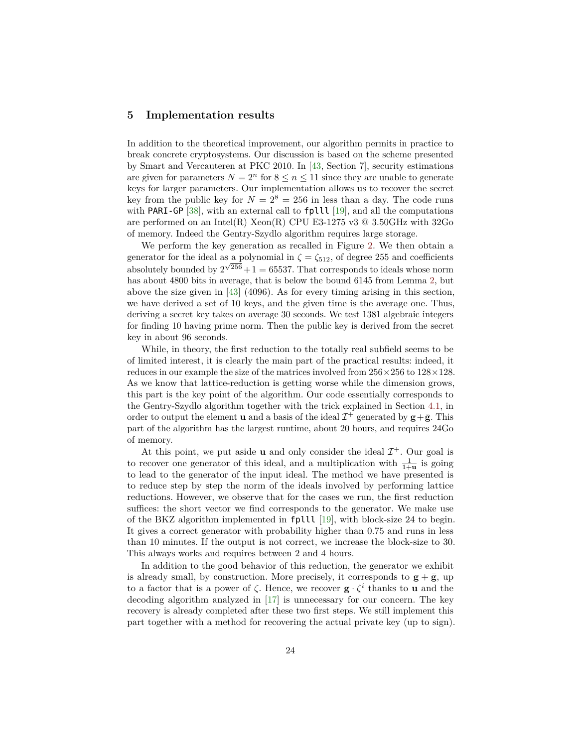## 5 Implementation results

In addition to the theoretical improvement, our algorithm permits in practice to break concrete cryptosystems. Our discussion is based on the scheme presented by Smart and Vercauteren at PKC 2010. In [43, Section 7], security estimations are given for parameters $N = 2^n$ for $8 \leq n \leq 11$ since they are unable to generate keys for larger parameters. Our implementation allows us to recover the secret key from the public key for $N = 2^8 = 256$ in less than a day. The code runs with PARI-GP [38], with an external call to fplll [19], and all the computations are performed on an Intel(R) Xeon(R) CPU E3-1275 v3 @ 3.50GHz with 32Go of memory. Indeed the Gentry-Szydlo algorithm requires large storage.

We perform the key generation as recalled in Figure 2. We then obtain a generator for the ideal as a polynomial in $\zeta = \zeta_{512}$, of degree 255 and coefficients absolutely bounded by $2^{\sqrt{256}}+1 = 65537$. That corresponds to ideals whose norm has about 4800 bits in average, that is below the bound 6145 from Lemma 2, but above the size given in [43] (4096). As for every timing arising in this section, we have derived a set of 10 keys, and the given time is the average one. Thus, deriving a secret key takes on average 30 seconds. We test 1381 algebraic integers for finding 10 having prime norm. Then the public key is derived from the secret key in about 96 seconds.

While, in theory, the first reduction to the totally real subfield seems to be of limited interest, it is clearly the main part of the practical results: indeed, it reduces in our example the size of the matrices involved from $256\times256$ to $128\times128$. As we know that lattice-reduction is getting worse while the dimension grows, this part is the key point of the algorithm. Our code essentially corresponds to the Gentry-Szydlo algorithm together with the trick explained in Section 4.1, in order to output the element $\mathbf{u}$ and a basis of the ideal $\mathcal{I}^+$ generated by $\mathbf{g}+\bar{\mathbf{g}}$. This part of the algorithm has the largest runtime, about 20 hours, and requires 24Go of memory.

At this point, we put aside $\mathbf{u}$ and only consider the ideal $\mathcal{I}^+$. Our goal is to recover one generator of this ideal, and a multiplication with $\frac{1}{1+\mathbf{u}}$ is going to lead to the generator of the input ideal. The method we have presented is to reduce step by step the norm of the ideals involved by performing lattice reductions. However, we observe that for the cases we run, the first reduction suffices: the short vector we find corresponds to the generator. We make use of the BKZ algorithm implemented in fplll [19], with block-size 24 to begin. It gives a correct generator with probability higher than 0.75 and runs in less than 10 minutes. If the output is not correct, we increase the block-size to 30. This always works and requires between 2 and 4 hours.

In addition to the good behavior of this reduction, the generator we exhibit is already small, by construction. More precisely, it corresponds to $\mathbf{g}+\bar{\mathbf{g}}$, up to a factor that is a power of $\zeta$. Hence, we recover $\mathbf{g}\cdot\zeta^i$ thanks to $\mathbf{u}$ and the decoding algorithm analyzed in [17] is unnecessary for our concern. The key recovery is already completed after these two first steps. We still implement this part together with a method for recovering the actual private key (up to sign).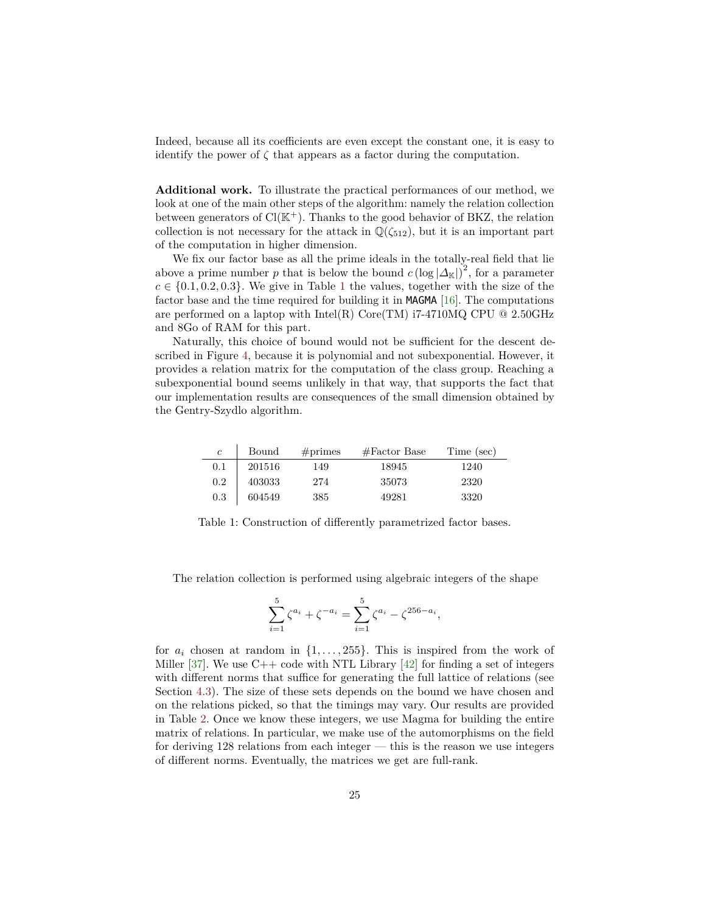Indeed, because all its coefficients are even except the constant one, it is easy to identify the power of $\zeta$ that appears as a factor during the computation.

**Additional work.** To illustrate the practical performances of our method, we look at one of the main other steps of the algorithm: namely the relation collection between generators of $\mathrm{Cl}(\mathbb{K}^+)$. Thanks to the good behavior of BKZ, the relation collection is not necessary for the attack in $\mathbb{Q}(\zeta_{512})$, but it is an important part of the computation in higher dimension.

We fix our factor base as all the prime ideals in the totally-real field that lie above a prime number $p$ that is below the bound $c\,(\log|\Delta_{\mathbb{K}}|)^2$, for a parameter $c \in \{0.1, 0.2, 0.3\}$. We give in Table 1 the values, together with the size of the factor base and the time required for building it in MAGMA [16]. The computations are performed on a laptop with Intel(R) Core(TM) i7-4710MQ CPU @ 2.50GHz and 8Go of RAM for this part.

Naturally, this choice of bound would not be sufficient for the descent described in Figure 4, because it is polynomial and not subexponential. However, it provides a relation matrix for the computation of the class group. Reaching a subexponential bound seems unlikely in that way, that supports the fact that our implementation results are consequences of the small dimension obtained by the Gentry-Szydlo algorithm.

| $c$ | Bound | #primes | #Factor Base | Time (sec) |
|---|---|---|---|---|
| 0.1 | 201516 | 149 | 18945 | 1240 |
| 0.2 | 403033 | 274 | 35073 | 2320 |
| 0.3 | 604549 | 385 | 49281 | 3320 |

Table 1: Construction of differently parametrized factor bases.

The relation collection is performed using algebraic integers of the shape

$$\sum_{i=1}^{5} \zeta^{a_i} + \zeta^{-a_i} = \sum_{i=1}^{5} \zeta^{a_i} - \zeta^{256-a_i},$$

for $a_i$ chosen at random in $\{1, \ldots, 255\}$. This is inspired from the work of Miller [37]. We use C++ code with NTL Library [42] for finding a set of integers with different norms that suffice for generating the full lattice of relations (see Section 4.3). The size of these sets depends on the bound we have chosen and on the relations picked, so that the timings may vary. Our results are provided in Table 2. Once we know these integers, we use Magma for building the entire matrix of relations. In particular, we make use of the automorphisms on the field for deriving 128 relations from each integer — this is the reason we use integers of different norms. Eventually, the matrices we get are full-rank.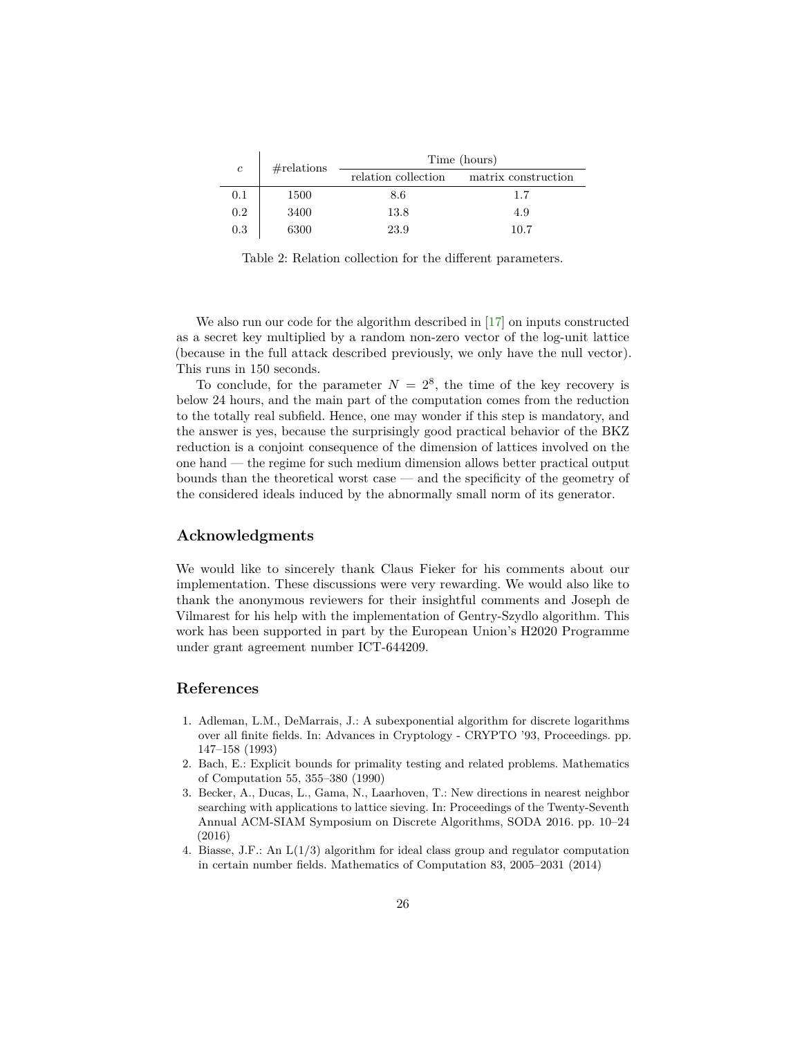| $c$ | #relations | Time (hours) | |
|---|---|---|---|
| | | relation collection | matrix construction |
| 0.1 | 1500 | 8.6 | 1.7 |
| 0.2 | 3400 | 13.8 | 4.9 |
| 0.3 | 6300 | 23.9 | 10.7 |

Table 2: Relation collection for the different parameters.

We also run our code for the algorithm described in [17] on inputs constructed as a secret key multiplied by a random non-zero vector of the log-unit lattice (because in the full attack described previously, we only have the null vector). This runs in 150 seconds.

To conclude, for the parameter $N = 2^8$, the time of the key recovery is below 24 hours, and the main part of the computation comes from the reduction to the totally real subfield. Hence, one may wonder if this step is mandatory, and the answer is yes, because the surprisingly good practical behavior of the BKZ reduction is a conjoint consequence of the dimension of lattices involved on the one hand — the regime for such medium dimension allows better practical output bounds than the theoretical worst case — and the specificity of the geometry of the considered ideals induced by the abnormally small norm of its generator.

## Acknowledgments

We would like to sincerely thank Claus Fieker for his comments about our implementation. These discussions were very rewarding. We would also like to thank the anonymous reviewers for their insightful comments and Joseph de Vilmarest for his help with the implementation of Gentry-Szydlo algorithm. This work has been supported in part by the European Union's H2020 Programme under grant agreement number ICT-644209.

## References

1. Adleman, L.M., DeMarrais, J.: A subexponential algorithm for discrete logarithms over all finite fields. In: Advances in Cryptology - CRYPTO '93, Proceedings. pp. 147–158 (1993)
2. Bach, E.: Explicit bounds for primality testing and related problems. Mathematics of Computation 55, 355–380 (1990)
3. Becker, A., Ducas, L., Gama, N., Laarhoven, T.: New directions in nearest neighbor searching with applications to lattice sieving. In: Proceedings of the Twenty-Seventh Annual ACM-SIAM Symposium on Discrete Algorithms, SODA 2016. pp. 10–24 (2016)
4. Biasse, J.F.: An L(1/3) algorithm for ideal class group and regulator computation in certain number fields. Mathematics of Computation 83, 2005–2031 (2014)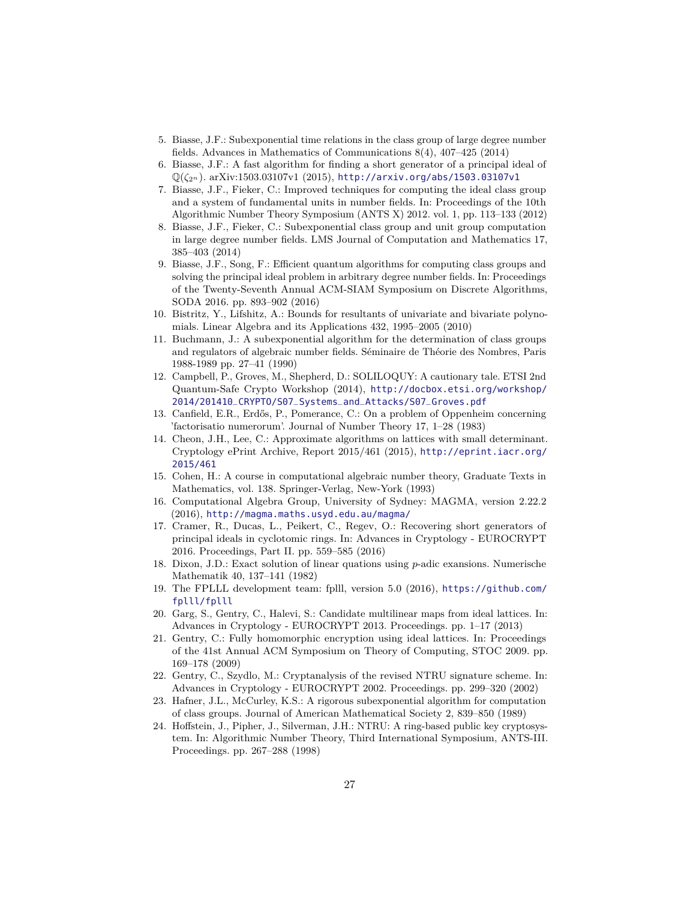5. Biasse, J.F.: Subexponential time relations in the class group of large degree number fields. Advances in Mathematics of Communications 8(4), 407–425 (2014)
6. Biasse, J.F.: A fast algorithm for finding a short generator of a principal ideal of $\mathbb{Q}(\zeta_{2^n})$. arXiv:1503.03107v1 (2015), http://arxiv.org/abs/1503.03107v1
7. Biasse, J.F., Fieker, C.: Improved techniques for computing the ideal class group and a system of fundamental units in number fields. In: Proceedings of the 10th Algorithmic Number Theory Symposium (ANTS X) 2012. vol. 1, pp. 113–133 (2012)
8. Biasse, J.F., Fieker, C.: Subexponential class group and unit group computation in large degree number fields. LMS Journal of Computation and Mathematics 17, 385–403 (2014)
9. Biasse, J.F., Song, F.: Efficient quantum algorithms for computing class groups and solving the principal ideal problem in arbitrary degree number fields. In: Proceedings of the Twenty-Seventh Annual ACM-SIAM Symposium on Discrete Algorithms, SODA 2016. pp. 893–902 (2016)
10. Bistritz, Y., Lifshitz, A.: Bounds for resultants of univariate and bivariate polynomials. Linear Algebra and its Applications 432, 1995–2005 (2010)
11. Buchmann, J.: A subexponential algorithm for the determination of class groups and regulators of algebraic number fields. Séminaire de Théorie des Nombres, Paris 1988-1989 pp. 27–41 (1990)
12. Campbell, P., Groves, M., Shepherd, D.: SOLILOQUY: A cautionary tale. ETSI 2nd Quantum-Safe Crypto Workshop (2014), http://docbox.etsi.org/workshop/2014/201410_CRYPTO/S07_Systems_and_Attacks/S07_Groves.pdf
13. Canfield, E.R., Erdős, P., Pomerance, C.: On a problem of Oppenheim concerning 'factorisatio numerorum'. Journal of Number Theory 17, 1–28 (1983)
14. Cheon, J.H., Lee, C.: Approximate algorithms on lattices with small determinant. Cryptology ePrint Archive, Report 2015/461 (2015), http://eprint.iacr.org/2015/461
15. Cohen, H.: A course in computational algebraic number theory, Graduate Texts in Mathematics, vol. 138. Springer-Verlag, New-York (1993)
16. Computational Algebra Group, University of Sydney: MAGMA, version 2.22.2 (2016), http://magma.maths.usyd.edu.au/magma/
17. Cramer, R., Ducas, L., Peikert, C., Regev, O.: Recovering short generators of principal ideals in cyclotomic rings. In: Advances in Cryptology - EUROCRYPT 2016. Proceedings, Part II. pp. 559–585 (2016)
18. Dixon, J.D.: Exact solution of linear quations using $p$-adic exansions. Numerische Mathematik 40, 137–141 (1982)
19. The FPLLL development team: fplll, version 5.0 (2016), https://github.com/fplll/fplll
20. Garg, S., Gentry, C., Halevi, S.: Candidate multilinear maps from ideal lattices. In: Advances in Cryptology - EUROCRYPT 2013. Proceedings. pp. 1–17 (2013)
21. Gentry, C.: Fully homomorphic encryption using ideal lattices. In: Proceedings of the 41st Annual ACM Symposium on Theory of Computing, STOC 2009. pp. 169–178 (2009)
22. Gentry, C., Szydlo, M.: Cryptanalysis of the revised NTRU signature scheme. In: Advances in Cryptology - EUROCRYPT 2002. Proceedings. pp. 299–320 (2002)
23. Hafner, J.L., McCurley, K.S.: A rigorous subexponential algorithm for computation of class groups. Journal of American Mathematical Society 2, 839–850 (1989)
24. Hoffstein, J., Pipher, J., Silverman, J.H.: NTRU: A ring-based public key cryptosystem. In: Algorithmic Number Theory, Third International Symposium, ANTS-III. Proceedings. pp. 267–288 (1998)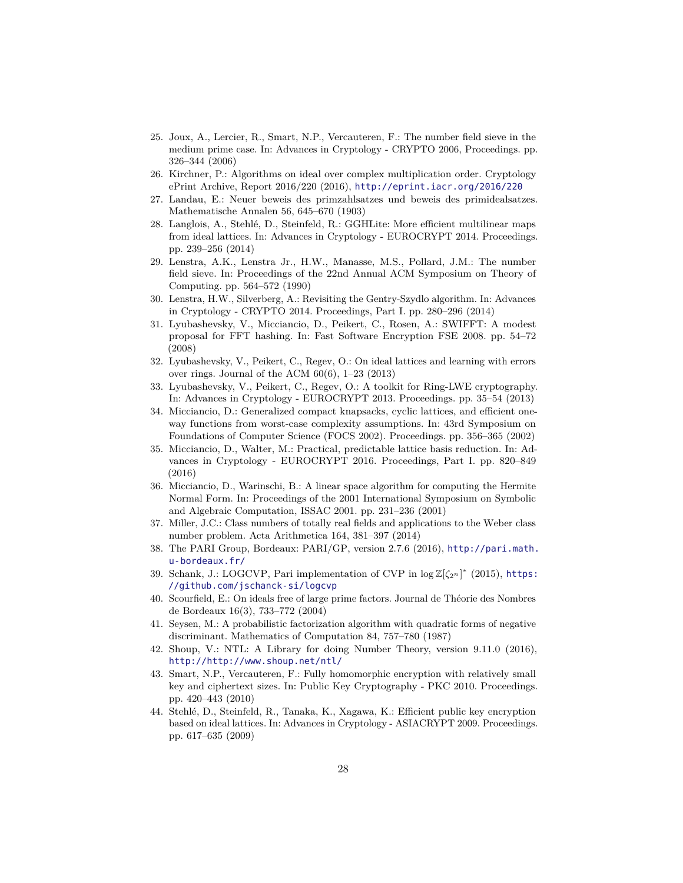25. Joux, A., Lercier, R., Smart, N.P., Vercauteren, F.: The number field sieve in the medium prime case. In: Advances in Cryptology - CRYPTO 2006, Proceedings. pp. 326–344 (2006)
26. Kirchner, P.: Algorithms on ideal over complex multiplication order. Cryptology ePrint Archive, Report 2016/220 (2016), http://eprint.iacr.org/2016/220
27. Landau, E.: Neuer beweis des primzahlsatzes und beweis des primidealsatzes. Mathematische Annalen 56, 645–670 (1903)
28. Langlois, A., Stehlé, D., Steinfeld, R.: GGHLite: More efficient multilinear maps from ideal lattices. In: Advances in Cryptology - EUROCRYPT 2014. Proceedings. pp. 239–256 (2014)
29. Lenstra, A.K., Lenstra Jr., H.W., Manasse, M.S., Pollard, J.M.: The number field sieve. In: Proceedings of the 22nd Annual ACM Symposium on Theory of Computing. pp. 564–572 (1990)
30. Lenstra, H.W., Silverberg, A.: Revisiting the Gentry-Szydlo algorithm. In: Advances in Cryptology - CRYPTO 2014. Proceedings, Part I. pp. 280–296 (2014)
31. Lyubashevsky, V., Micciancio, D., Peikert, C., Rosen, A.: SWIFFT: A modest proposal for FFT hashing. In: Fast Software Encryption FSE 2008. pp. 54–72 (2008)
32. Lyubashevsky, V., Peikert, C., Regev, O.: On ideal lattices and learning with errors over rings. Journal of the ACM 60(6), 1–23 (2013)
33. Lyubashevsky, V., Peikert, C., Regev, O.: A toolkit for Ring-LWE cryptography. In: Advances in Cryptology - EUROCRYPT 2013. Proceedings. pp. 35–54 (2013)
34. Micciancio, D.: Generalized compact knapsacks, cyclic lattices, and efficient one-way functions from worst-case complexity assumptions. In: 43rd Symposium on Foundations of Computer Science (FOCS 2002). Proceedings. pp. 356–365 (2002)
35. Micciancio, D., Walter, M.: Practical, predictable lattice basis reduction. In: Advances in Cryptology - EUROCRYPT 2016. Proceedings, Part I. pp. 820–849 (2016)
36. Micciancio, D., Warinschi, B.: A linear space algorithm for computing the Hermite Normal Form. In: Proceedings of the 2001 International Symposium on Symbolic and Algebraic Computation, ISSAC 2001. pp. 231–236 (2001)
37. Miller, J.C.: Class numbers of totally real fields and applications to the Weber class number problem. Acta Arithmetica 164, 381–397 (2014)
38. The PARI Group, Bordeaux: PARI/GP, version 2.7.6 (2016), http://pari.math.u-bordeaux.fr/
39. Schank, J.: LOGCVP, Pari implementation of CVP in $\log \mathbb{Z}[\zeta_{2^n}]^*$ (2015), https://github.com/jschanck-si/logcvp
40. Scourfield, E.: On ideals free of large prime factors. Journal de Théorie des Nombres de Bordeaux 16(3), 733–772 (2004)
41. Seysen, M.: A probabilistic factorization algorithm with quadratic forms of negative discriminant. Mathematics of Computation 84, 757–780 (1987)
42. Shoup, V.: NTL: A Library for doing Number Theory, version 9.11.0 (2016), http://http://www.shoup.net/ntl/
43. Smart, N.P., Vercauteren, F.: Fully homomorphic encryption with relatively small key and ciphertext sizes. In: Public Key Cryptography - PKC 2010. Proceedings. pp. 420–443 (2010)
44. Stehlé, D., Steinfeld, R., Tanaka, K., Xagawa, K.: Efficient public key encryption based on ideal lattices. In: Advances in Cryptology - ASIACRYPT 2009. Proceedings. pp. 617–635 (2009)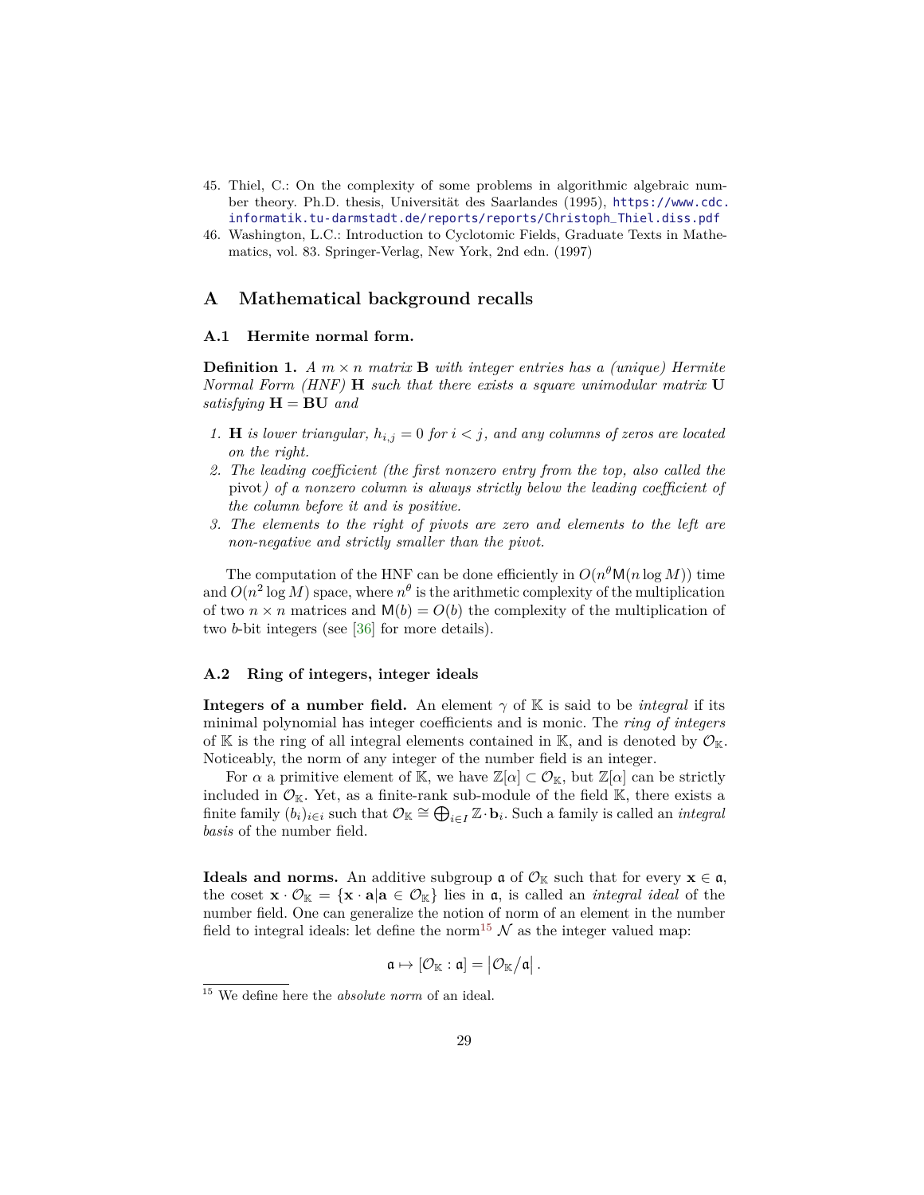45. Thiel, C.: On the complexity of some problems in algorithmic algebraic number theory. Ph.D. thesis, Universität des Saarlandes (1995), https://www.cdc.informatik.tu-darmstadt.de/reports/reports/Christoph_Thiel.diss.pdf
46. Washington, L.C.: Introduction to Cyclotomic Fields, Graduate Texts in Mathematics, vol. 83. Springer-Verlag, New York, 2nd edn. (1997)

# A Mathematical background recalls

## A.1 Hermite normal form.

**Definition 1.** *A $m \times n$ matrix $\mathbf{B}$ with integer entries has a (unique) Hermite Normal Form (HNF) $\mathbf{H}$ such that there exists a square unimodular matrix $\mathbf{U}$ satisfying $\mathbf{H} = \mathbf{BU}$ and*

1. *$\mathbf{H}$ is lower triangular, $h_{i,j} = 0$ for $i < j$, and any columns of zeros are located on the right.*
2. *The leading coefficient (the first nonzero entry from the top, also called the* pivot*) of a nonzero column is always strictly below the leading coefficient of the column before it and is positive.*
3. *The elements to the right of pivots are zero and elements to the left are non-negative and strictly smaller than the pivot.*

The computation of the HNF can be done efficiently in $O(n^\theta \mathsf{M}(n \log M))$ time and $O(n^2 \log M)$ space, where $n^\theta$ is the arithmetic complexity of the multiplication of two $n \times n$ matrices and $\mathsf{M}(b) = O(b)$ the complexity of the multiplication of two $b$-bit integers (see [36] for more details).

## A.2 Ring of integers, integer ideals

**Integers of a number field.** An element $\gamma$ of $\mathbb{K}$ is said to be *integral* if its minimal polynomial has integer coefficients and is monic. The *ring of integers* of $\mathbb{K}$ is the ring of all integral elements contained in $\mathbb{K}$, and is denoted by $\mathcal{O}_\mathbb{K}$. Noticeably, the norm of any integer of the number field is an integer.

For $\alpha$ a primitive element of $\mathbb{K}$, we have $\mathbb{Z}[\alpha] \subset \mathcal{O}_\mathbb{K}$, but $\mathbb{Z}[\alpha]$ can be strictly included in $\mathcal{O}_\mathbb{K}$. Yet, as a finite-rank sub-module of the field $\mathbb{K}$, there exists a finite family $(b_i)_{i \in i}$ such that $\mathcal{O}_\mathbb{K} \cong \bigoplus_{i \in I} \mathbb{Z} \cdot \mathbf{b}_i$. Such a family is called an *integral basis* of the number field.

**Ideals and norms.** An additive subgroup $\mathfrak{a}$ of $\mathcal{O}_\mathbb{K}$ such that for every $\mathbf{x} \in \mathfrak{a}$, the coset $\mathbf{x} \cdot \mathcal{O}_\mathbb{K} = \{\mathbf{x} \cdot \mathbf{a} | \mathbf{a} \in \mathcal{O}_\mathbb{K}\}$ lies in $\mathfrak{a}$, is called an *integral ideal* of the number field. One can generalize the notion of norm of an element in the number field to integral ideals: let define the norm[15] $\mathcal{N}$ as the integer valued map:

$$\mathfrak{a} \mapsto [\mathcal{O}_\mathbb{K} : \mathfrak{a}] = \left| \mathcal{O}_\mathbb{K} / \mathfrak{a} \right|.$$

[15] We define here the *absolute norm* of an ideal.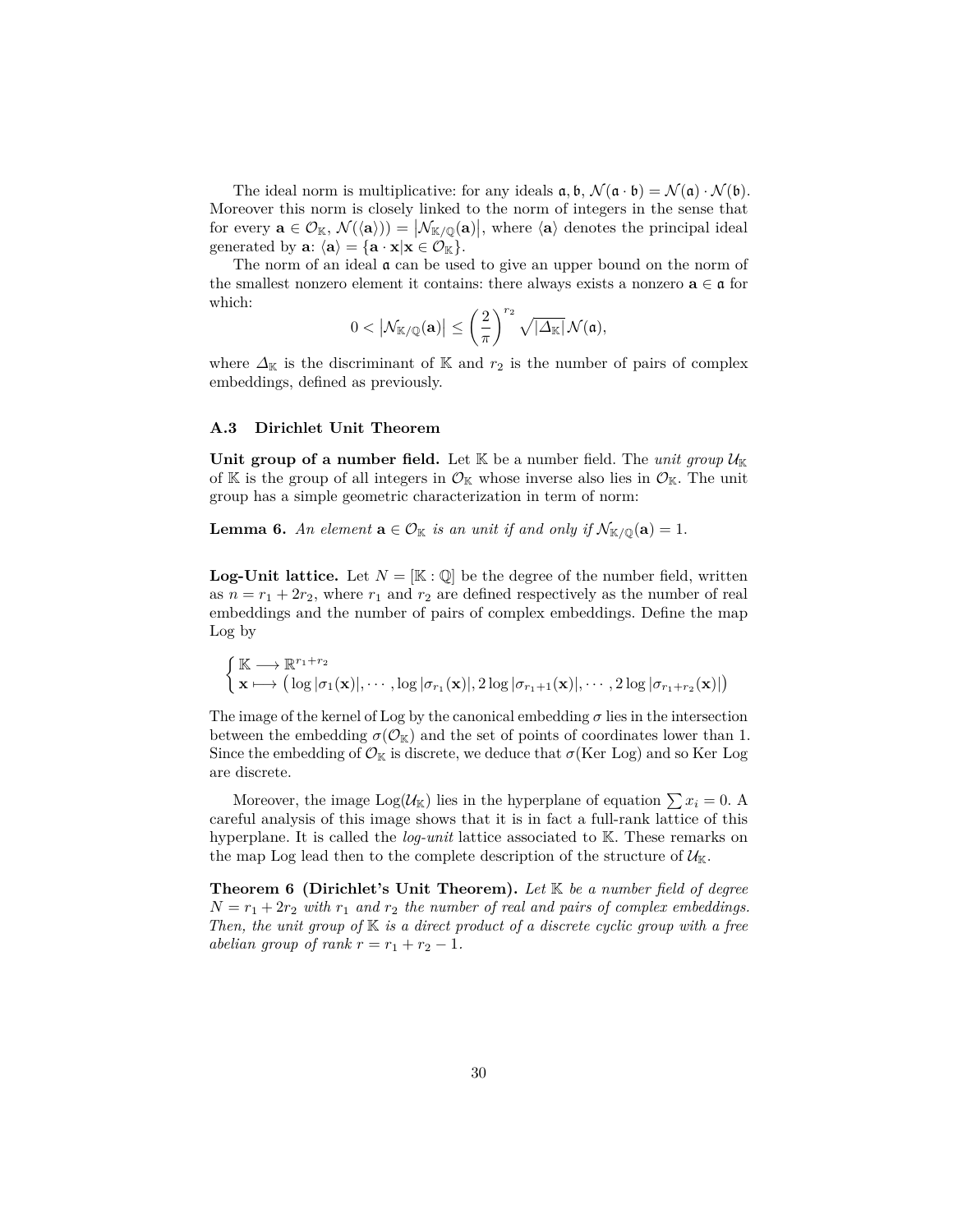The ideal norm is multiplicative: for any ideals $\mathfrak{a}, \mathfrak{b}$, $\mathcal{N}(\mathfrak{a} \cdot \mathfrak{b}) = \mathcal{N}(\mathfrak{a}) \cdot \mathcal{N}(\mathfrak{b})$. Moreover this norm is closely linked to the norm of integers in the sense that for every $\mathbf{a} \in \mathcal{O}_{\mathbb{K}}$, $\mathcal{N}(\langle \mathbf{a} \rangle)) = \left|\mathcal{N}_{\mathbb{K}/\mathbb{Q}}(\mathbf{a})\right|$, where $\langle \mathbf{a} \rangle$ denotes the principal ideal generated by $\mathbf{a}$: $\langle \mathbf{a} \rangle = \{\mathbf{a} \cdot \mathbf{x} | \mathbf{x} \in \mathcal{O}_{\mathbb{K}}\}$.

The norm of an ideal $\mathfrak{a}$ can be used to give an upper bound on the norm of the smallest nonzero element it contains: there always exists a nonzero $\mathbf{a} \in \mathfrak{a}$ for which:

$$0 < \left|\mathcal{N}_{\mathbb{K}/\mathbb{Q}}(\mathbf{a})\right| \leq \left(\frac{2}{\pi}\right)^{r_2} \sqrt{|\Delta_{\mathbb{K}}|}\mathcal{N}(\mathfrak{a}),$$

where $\Delta_{\mathbb{K}}$ is the discriminant of $\mathbb{K}$ and $r_2$ is the number of pairs of complex embeddings, defined as previously.

### A.3 Dirichlet Unit Theorem

**Unit group of a number field.** Let $\mathbb{K}$ be a number field. The *unit group* $\mathcal{U}_{\mathbb{K}}$ of $\mathbb{K}$ is the group of all integers in $\mathcal{O}_{\mathbb{K}}$ whose inverse also lies in $\mathcal{O}_{\mathbb{K}}$. The unit group has a simple geometric characterization in term of norm:

**Lemma 6.** *An element $\mathbf{a} \in \mathcal{O}_{\mathbb{K}}$ is an unit if and only if $\mathcal{N}_{\mathbb{K}/\mathbb{Q}}(\mathbf{a}) = 1$.*

**Log-Unit lattice.** Let $N = [\mathbb{K} : \mathbb{Q}]$ be the degree of the number field, written as $n = r_1 + 2r_2$, where $r_1$ and $r_2$ are defined respectively as the number of real embeddings and the number of pairs of complex embeddings. Define the map Log by

$$\begin{cases} \mathbb{K} \longrightarrow \mathbb{R}^{r_1+r_2} \\ \mathbf{x} \longmapsto \big(\log|\sigma_1(\mathbf{x})|, \cdots, \log|\sigma_{r_1}(\mathbf{x})|, 2\log|\sigma_{r_1+1}(\mathbf{x})|, \cdots, 2\log|\sigma_{r_1+r_2}(\mathbf{x})|\big) \end{cases}$$

The image of the kernel of Log by the canonical embedding $\sigma$ lies in the intersection between the embedding $\sigma(\mathcal{O}_{\mathbb{K}})$ and the set of points of coordinates lower than 1. Since the embedding of $\mathcal{O}_{\mathbb{K}}$ is discrete, we deduce that $\sigma(\text{Ker Log})$ and so Ker Log are discrete.

Moreover, the image $\text{Log}(\mathcal{U}_{\mathbb{K}})$ lies in the hyperplane of equation $\sum x_i = 0$. A careful analysis of this image shows that it is in fact a full-rank lattice of this hyperplane. It is called the *log-unit* lattice associated to $\mathbb{K}$. These remarks on the map Log lead then to the complete description of the structure of $\mathcal{U}_{\mathbb{K}}$.

**Theorem 6 (Dirichlet's Unit Theorem).** *Let $\mathbb{K}$ be a number field of degree $N = r_1 + 2r_2$ with $r_1$ and $r_2$ the number of real and pairs of complex embeddings. Then, the unit group of $\mathbb{K}$ is a direct product of a discrete cyclic group with a free abelian group of rank $r = r_1 + r_2 - 1$.*